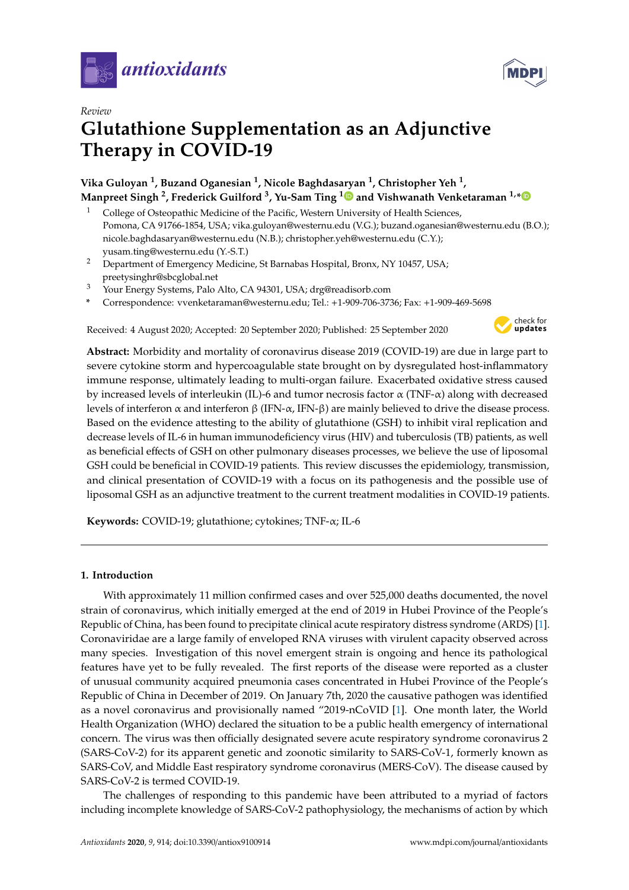*Review*

# Glutathione Supplementation as an Adjunctive Therapy in COVID-19

**Vika Guloyan [1], Buzand Oganesian [1], Nicole Baghdasaryan [1], Christopher Yeh [1], Manpreet Singh [2], Frederick Guilford [3], Yu-Sam Ting [1] and Vishwanath Venketaraman [1,*]**

1. College of Osteopathic Medicine of the Pacific, Western University of Health Sciences, Pomona, CA 91766-1854, USA; vika.guloyan@westernu.edu (V.G.); buzand.oganesian@westernu.edu (B.O.); nicole.baghdasaryan@westernu.edu (N.B.); christopher.yeh@westernu.edu (C.Y.); yusam.ting@westernu.edu (Y.-S.T.)
2. Department of Emergency Medicine, St Barnabas Hospital, Bronx, NY 10457, USA; preetysinghr@sbcglobal.net
3. Your Energy Systems, Palo Alto, CA 94301, USA; drg@readisorb.com

\* Correspondence: vvenketaraman@westernu.edu; Tel.: +1-909-706-3736; Fax: +1-909-469-5698

Received: 4 August 2020; Accepted: 20 September 2020; Published: 25 September 2020

**Abstract:** Morbidity and mortality of coronavirus disease 2019 (COVID-19) are due in large part to severe cytokine storm and hypercoagulable state brought on by dysregulated host-inflammatory immune response, ultimately leading to multi-organ failure. Exacerbated oxidative stress caused by increased levels of interleukin (IL)-6 and tumor necrosis factor α (TNF-α) along with decreased levels of interferon α and interferon β (IFN-α, IFN-β) are mainly believed to drive the disease process. Based on the evidence attesting to the ability of glutathione (GSH) to inhibit viral replication and decrease levels of IL-6 in human immunodeficiency virus (HIV) and tuberculosis (TB) patients, as well as beneficial effects of GSH on other pulmonary diseases processes, we believe the use of liposomal GSH could be beneficial in COVID-19 patients. This review discusses the epidemiology, transmission, and clinical presentation of COVID-19 with a focus on its pathogenesis and the possible use of liposomal GSH as an adjunctive treatment to the current treatment modalities in COVID-19 patients.

**Keywords:** COVID-19; glutathione; cytokines; TNF-α; IL-6

## 1. Introduction

With approximately 11 million confirmed cases and over 525,000 deaths documented, the novel strain of coronavirus, which initially emerged at the end of 2019 in Hubei Province of the People's Republic of China, has been found to precipitate clinical acute respiratory distress syndrome (ARDS) [1]. Coronaviridae are a large family of enveloped RNA viruses with virulent capacity observed across many species. Investigation of this novel emergent strain is ongoing and hence its pathological features have yet to be fully revealed. The first reports of the disease were reported as a cluster of unusual community acquired pneumonia cases concentrated in Hubei Province of the People's Republic of China in December of 2019. On January 7th, 2020 the causative pathogen was identified as a novel coronavirus and provisionally named "2019-nCoVID [1]. One month later, the World Health Organization (WHO) declared the situation to be a public health emergency of international concern. The virus was then officially designated severe acute respiratory syndrome coronavirus 2 (SARS-CoV-2) for its apparent genetic and zoonotic similarity to SARS-CoV-1, formerly known as SARS-CoV, and Middle East respiratory syndrome coronavirus (MERS-CoV). The disease caused by SARS-CoV-2 is termed COVID-19.

The challenges of responding to this pandemic have been attributed to a myriad of factors including incomplete knowledge of SARS-CoV-2 pathophysiology, the mechanisms of action by which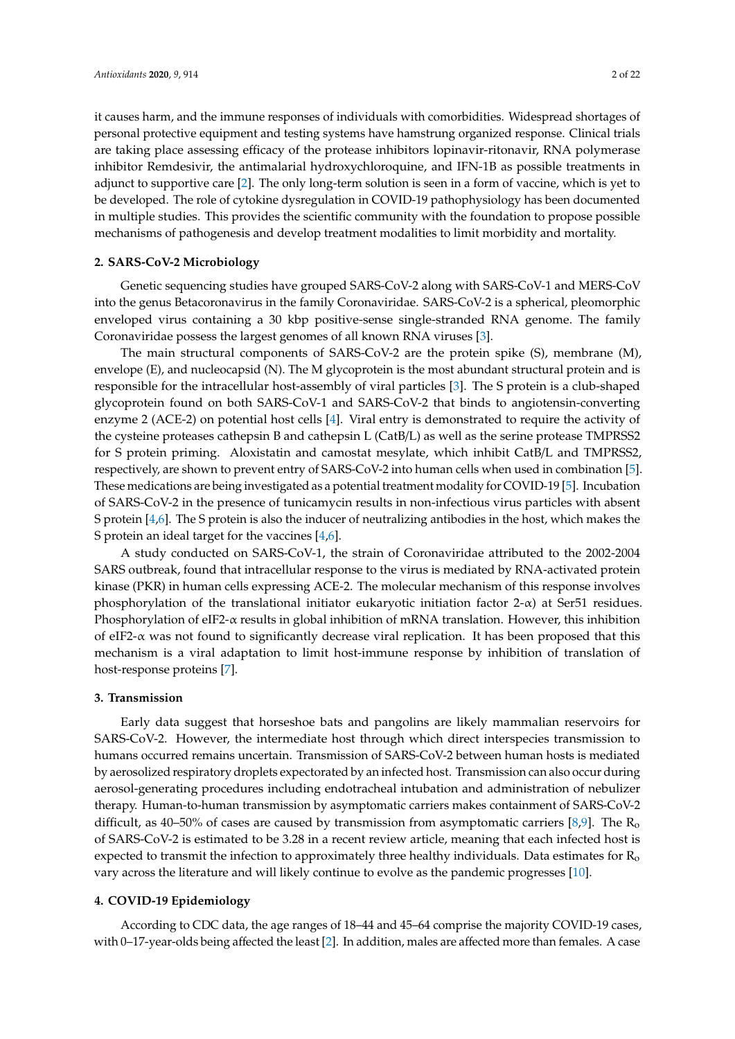it causes harm, and the immune responses of individuals with comorbidities. Widespread shortages of personal protective equipment and testing systems have hamstrung organized response. Clinical trials are taking place assessing efficacy of the protease inhibitors lopinavir-ritonavir, RNA polymerase inhibitor Remdesivir, the antimalarial hydroxychloroquine, and IFN-1B as possible treatments in adjunct to supportive care [2]. The only long-term solution is seen in a form of vaccine, which is yet to be developed. The role of cytokine dysregulation in COVID-19 pathophysiology has been documented in multiple studies. This provides the scientific community with the foundation to propose possible mechanisms of pathogenesis and develop treatment modalities to limit morbidity and mortality.

## 2. SARS-CoV-2 Microbiology

Genetic sequencing studies have grouped SARS-CoV-2 along with SARS-CoV-1 and MERS-CoV into the genus Betacoronavirus in the family Coronaviridae. SARS-CoV-2 is a spherical, pleomorphic enveloped virus containing a 30 kbp positive-sense single-stranded RNA genome. The family Coronaviridae possess the largest genomes of all known RNA viruses [3].

The main structural components of SARS-CoV-2 are the protein spike (S), membrane (M), envelope (E), and nucleocapsid (N). The M glycoprotein is the most abundant structural protein and is responsible for the intracellular host-assembly of viral particles [3]. The S protein is a club-shaped glycoprotein found on both SARS-CoV-1 and SARS-CoV-2 that binds to angiotensin-converting enzyme 2 (ACE-2) on potential host cells [4]. Viral entry is demonstrated to require the activity of the cysteine proteases cathepsin B and cathepsin L (CatB/L) as well as the serine protease TMPRSS2 for S protein priming. Aloxistatin and camostat mesylate, which inhibit CatB/L and TMPRSS2, respectively, are shown to prevent entry of SARS-CoV-2 into human cells when used in combination [5]. These medications are being investigated as a potential treatment modality for COVID-19 [5]. Incubation of SARS-CoV-2 in the presence of tunicamycin results in non-infectious virus particles with absent S protein [4,6]. The S protein is also the inducer of neutralizing antibodies in the host, which makes the S protein an ideal target for the vaccines [4,6].

A study conducted on SARS-CoV-1, the strain of Coronaviridae attributed to the 2002-2004 SARS outbreak, found that intracellular response to the virus is mediated by RNA-activated protein kinase (PKR) in human cells expressing ACE-2. The molecular mechanism of this response involves phosphorylation of the translational initiator eukaryotic initiation factor 2-$\alpha$) at Ser51 residues. Phosphorylation of eIF2-$\alpha$ results in global inhibition of mRNA translation. However, this inhibition of eIF2-$\alpha$ was not found to significantly decrease viral replication. It has been proposed that this mechanism is a viral adaptation to limit host-immune response by inhibition of translation of host-response proteins [7].

## 3. Transmission

Early data suggest that horseshoe bats and pangolins are likely mammalian reservoirs for SARS-CoV-2. However, the intermediate host through which direct interspecies transmission to humans occurred remains uncertain. Transmission of SARS-CoV-2 between human hosts is mediated by aerosolized respiratory droplets expectorated by an infected host. Transmission can also occur during aerosol-generating procedures including endotracheal intubation and administration of nebulizer therapy. Human-to-human transmission by asymptomatic carriers makes containment of SARS-CoV-2 difficult, as 40–50% of cases are caused by transmission from asymptomatic carriers [8,9]. The $R_o$ of SARS-CoV-2 is estimated to be 3.28 in a recent review article, meaning that each infected host is expected to transmit the infection to approximately three healthy individuals. Data estimates for $R_o$ vary across the literature and will likely continue to evolve as the pandemic progresses [10].

## 4. COVID-19 Epidemiology

According to CDC data, the age ranges of 18–44 and 45–64 comprise the majority COVID-19 cases, with 0–17-year-olds being affected the least [2]. In addition, males are affected more than females. A case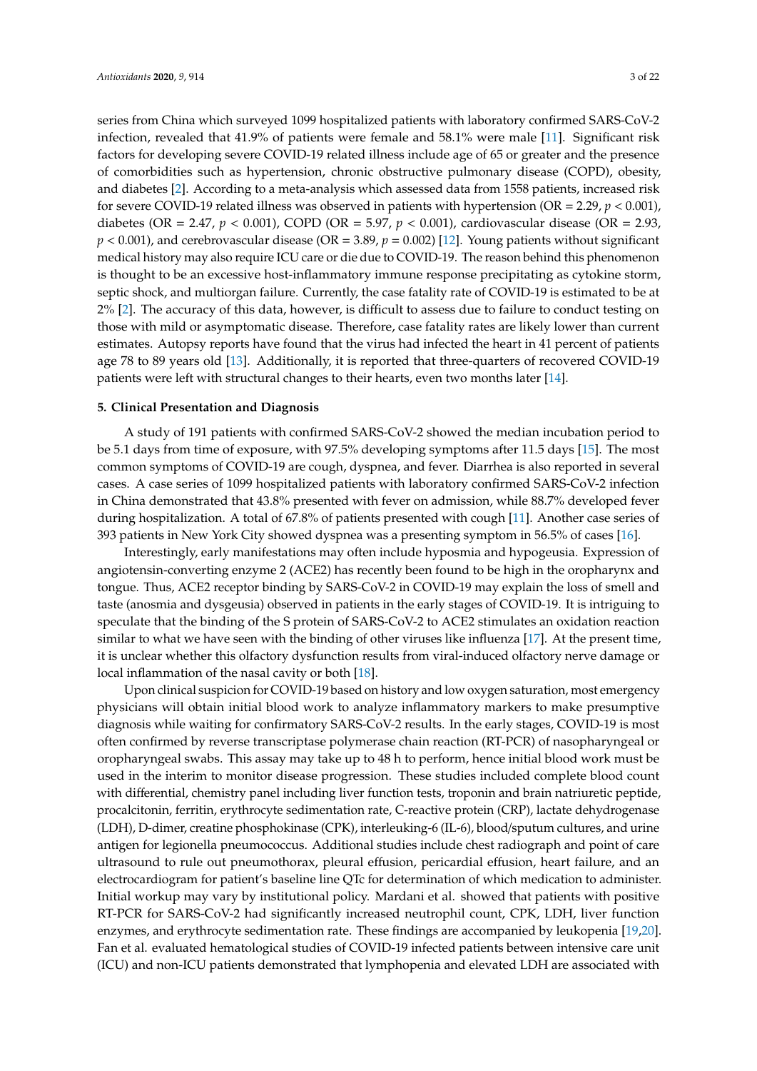series from China which surveyed 1099 hospitalized patients with laboratory confirmed SARS-CoV-2 infection, revealed that 41.9% of patients were female and 58.1% were male [11]. Significant risk factors for developing severe COVID-19 related illness include age of 65 or greater and the presence of comorbidities such as hypertension, chronic obstructive pulmonary disease (COPD), obesity, and diabetes [2]. According to a meta-analysis which assessed data from 1558 patients, increased risk for severe COVID-19 related illness was observed in patients with hypertension (OR = 2.29, $p < 0.001$), diabetes (OR = 2.47, $p < 0.001$), COPD (OR = 5.97, $p < 0.001$), cardiovascular disease (OR = 2.93, $p < 0.001$), and cerebrovascular disease (OR = 3.89, $p = 0.002$) [12]. Young patients without significant medical history may also require ICU care or die due to COVID-19. The reason behind this phenomenon is thought to be an excessive host-inflammatory immune response precipitating as cytokine storm, septic shock, and multiorgan failure. Currently, the case fatality rate of COVID-19 is estimated to be at 2% [2]. The accuracy of this data, however, is difficult to assess due to failure to conduct testing on those with mild or asymptomatic disease. Therefore, case fatality rates are likely lower than current estimates. Autopsy reports have found that the virus had infected the heart in 41 percent of patients age 78 to 89 years old [13]. Additionally, it is reported that three-quarters of recovered COVID-19 patients were left with structural changes to their hearts, even two months later [14].

## 5. Clinical Presentation and Diagnosis

A study of 191 patients with confirmed SARS-CoV-2 showed the median incubation period to be 5.1 days from time of exposure, with 97.5% developing symptoms after 11.5 days [15]. The most common symptoms of COVID-19 are cough, dyspnea, and fever. Diarrhea is also reported in several cases. A case series of 1099 hospitalized patients with laboratory confirmed SARS-CoV-2 infection in China demonstrated that 43.8% presented with fever on admission, while 88.7% developed fever during hospitalization. A total of 67.8% of patients presented with cough [11]. Another case series of 393 patients in New York City showed dyspnea was a presenting symptom in 56.5% of cases [16].

Interestingly, early manifestations may often include hyposmia and hypogeusia. Expression of angiotensin-converting enzyme 2 (ACE2) has recently been found to be high in the oropharynx and tongue. Thus, ACE2 receptor binding by SARS-CoV-2 in COVID-19 may explain the loss of smell and taste (anosmia and dysgeusia) observed in patients in the early stages of COVID-19. It is intriguing to speculate that the binding of the S protein of SARS-CoV-2 to ACE2 stimulates an oxidation reaction similar to what we have seen with the binding of other viruses like influenza [17]. At the present time, it is unclear whether this olfactory dysfunction results from viral-induced olfactory nerve damage or local inflammation of the nasal cavity or both [18].

Upon clinical suspicion for COVID-19 based on history and low oxygen saturation, most emergency physicians will obtain initial blood work to analyze inflammatory markers to make presumptive diagnosis while waiting for confirmatory SARS-CoV-2 results. In the early stages, COVID-19 is most often confirmed by reverse transcriptase polymerase chain reaction (RT-PCR) of nasopharyngeal or oropharyngeal swabs. This assay may take up to 48 h to perform, hence initial blood work must be used in the interim to monitor disease progression. These studies included complete blood count with differential, chemistry panel including liver function tests, troponin and brain natriuretic peptide, procalcitonin, ferritin, erythrocyte sedimentation rate, C-reactive protein (CRP), lactate dehydrogenase (LDH), D-dimer, creatine phosphokinase (CPK), interleuking-6 (IL-6), blood/sputum cultures, and urine antigen for legionella pneumococcus. Additional studies include chest radiograph and point of care ultrasound to rule out pneumothorax, pleural effusion, pericardial effusion, heart failure, and an electrocardiogram for patient's baseline line QTc for determination of which medication to administer. Initial workup may vary by institutional policy. Mardani et al. showed that patients with positive RT-PCR for SARS-CoV-2 had significantly increased neutrophil count, CPK, LDH, liver function enzymes, and erythrocyte sedimentation rate. These findings are accompanied by leukopenia [19,20]. Fan et al. evaluated hematological studies of COVID-19 infected patients between intensive care unit (ICU) and non-ICU patients demonstrated that lymphopenia and elevated LDH are associated with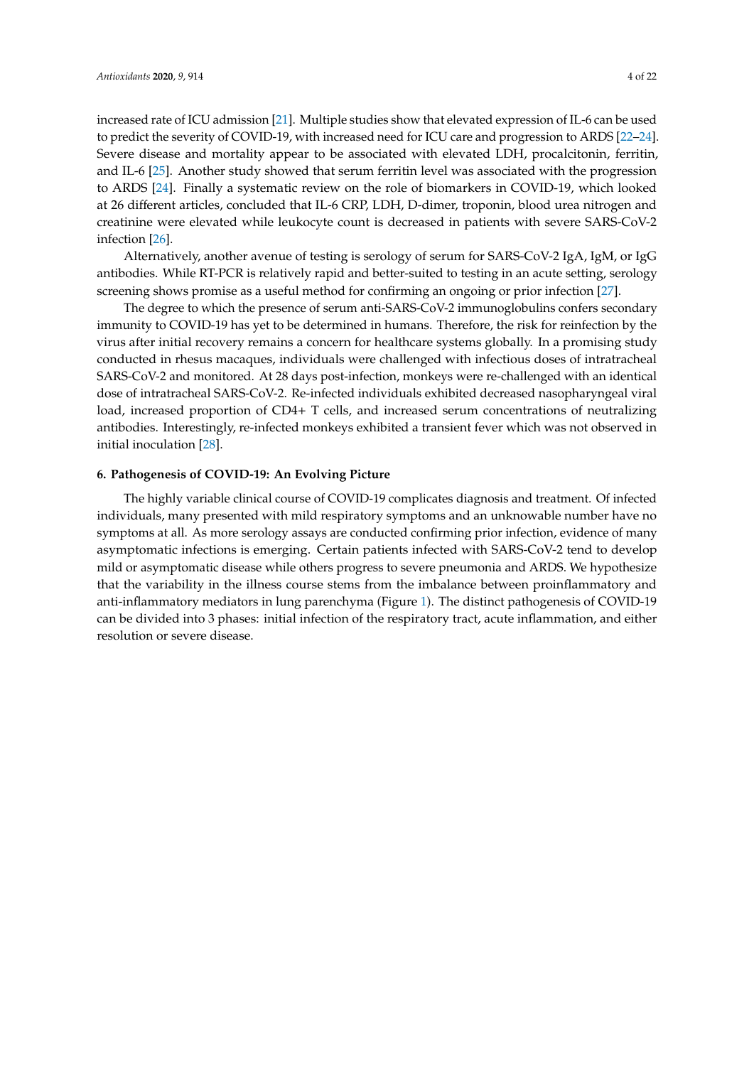increased rate of ICU admission [21]. Multiple studies show that elevated expression of IL-6 can be used to predict the severity of COVID-19, with increased need for ICU care and progression to ARDS [22–24]. Severe disease and mortality appear to be associated with elevated LDH, procalcitonin, ferritin, and IL-6 [25]. Another study showed that serum ferritin level was associated with the progression to ARDS [24]. Finally a systematic review on the role of biomarkers in COVID-19, which looked at 26 different articles, concluded that IL-6 CRP, LDH, D-dimer, troponin, blood urea nitrogen and creatinine were elevated while leukocyte count is decreased in patients with severe SARS-CoV-2 infection [26].

Alternatively, another avenue of testing is serology of serum for SARS-CoV-2 IgA, IgM, or IgG antibodies. While RT-PCR is relatively rapid and better-suited to testing in an acute setting, serology screening shows promise as a useful method for confirming an ongoing or prior infection [27].

The degree to which the presence of serum anti-SARS-CoV-2 immunoglobulins confers secondary immunity to COVID-19 has yet to be determined in humans. Therefore, the risk for reinfection by the virus after initial recovery remains a concern for healthcare systems globally. In a promising study conducted in rhesus macaques, individuals were challenged with infectious doses of intratracheal SARS-CoV-2 and monitored. At 28 days post-infection, monkeys were re-challenged with an identical dose of intratracheal SARS-CoV-2. Re-infected individuals exhibited decreased nasopharyngeal viral load, increased proportion of CD4+ T cells, and increased serum concentrations of neutralizing antibodies. Interestingly, re-infected monkeys exhibited a transient fever which was not observed in initial inoculation [28].

## 6. Pathogenesis of COVID-19: An Evolving Picture

The highly variable clinical course of COVID-19 complicates diagnosis and treatment. Of infected individuals, many presented with mild respiratory symptoms and an unknowable number have no symptoms at all. As more serology assays are conducted confirming prior infection, evidence of many asymptomatic infections is emerging. Certain patients infected with SARS-CoV-2 tend to develop mild or asymptomatic disease while others progress to severe pneumonia and ARDS. We hypothesize that the variability in the illness course stems from the imbalance between proinflammatory and anti-inflammatory mediators in lung parenchyma (Figure 1). The distinct pathogenesis of COVID-19 can be divided into 3 phases: initial infection of the respiratory tract, acute inflammation, and either resolution or severe disease.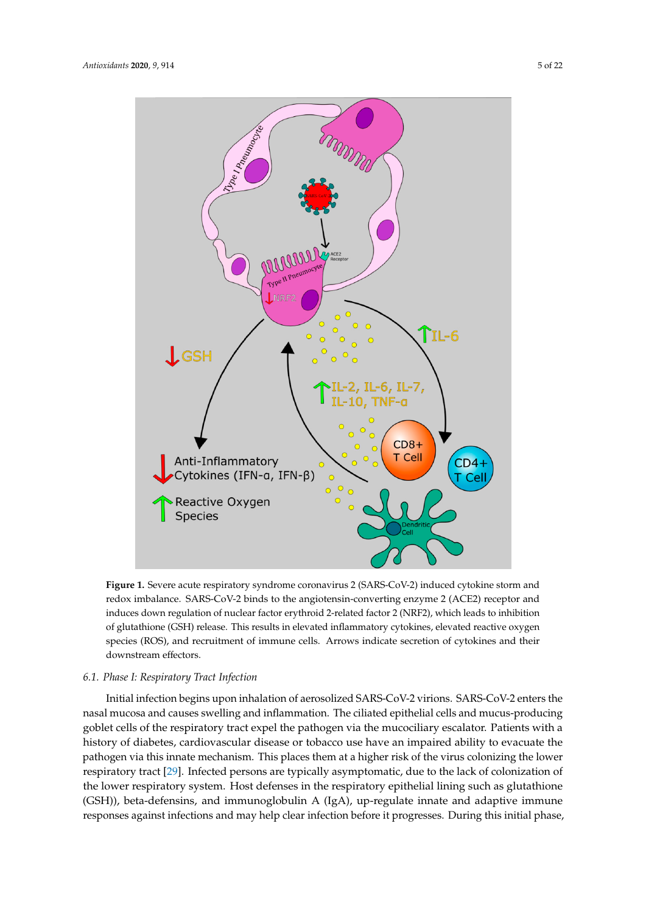**Figure 1.** Severe acute respiratory syndrome coronavirus 2 (SARS-CoV-2) induced cytokine storm and redox imbalance. SARS-CoV-2 binds to the angiotensin-converting enzyme 2 (ACE2) receptor and induces down regulation of nuclear factor erythroid 2-related factor 2 (NRF2), which leads to inhibition of glutathione (GSH) release. This results in elevated inflammatory cytokines, elevated reactive oxygen species (ROS), and recruitment of immune cells. Arrows indicate secretion of cytokines and their downstream effectors.

### 6.1. Phase I: Respiratory Tract Infection

Initial infection begins upon inhalation of aerosolized SARS-CoV-2 virions. SARS-CoV-2 enters the nasal mucosa and causes swelling and inflammation. The ciliated epithelial cells and mucus-producing goblet cells of the respiratory tract expel the pathogen via the mucociliary escalator. Patients with a history of diabetes, cardiovascular disease or tobacco use have an impaired ability to evacuate the pathogen via this innate mechanism. This places them at a higher risk of the virus colonizing the lower respiratory tract [29]. Infected persons are typically asymptomatic, due to the lack of colonization of the lower respiratory system. Host defenses in the respiratory epithelial lining such as glutathione (GSH)), beta-defensins, and immunoglobulin A (IgA), up-regulate innate and adaptive immune responses against infections and may help clear infection before it progresses. During this initial phase,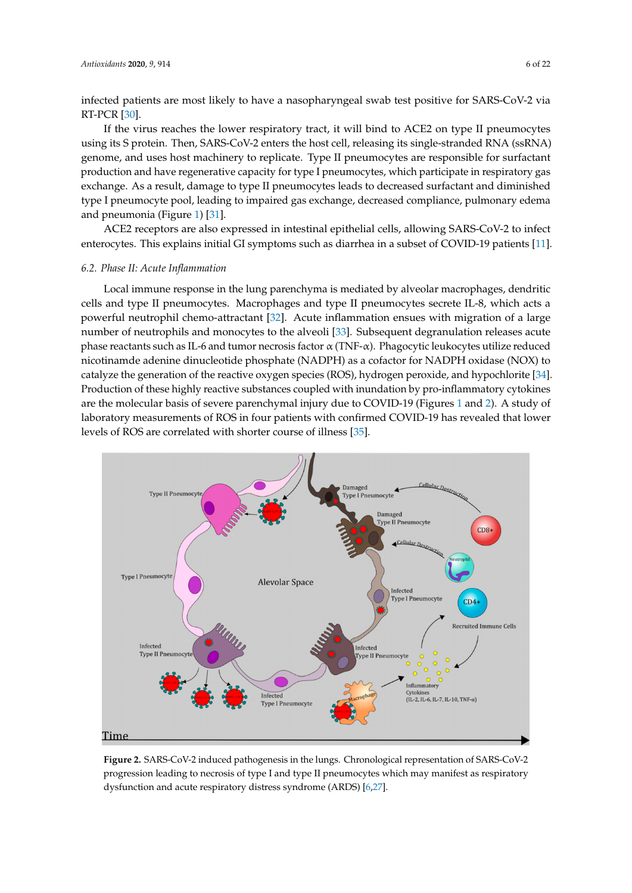infected patients are most likely to have a nasopharyngeal swab test positive for SARS-CoV-2 via RT-PCR [30].

If the virus reaches the lower respiratory tract, it will bind to ACE2 on type II pneumocytes using its S protein. Then, SARS-CoV-2 enters the host cell, releasing its single-stranded RNA (ssRNA) genome, and uses host machinery to replicate. Type II pneumocytes are responsible for surfactant production and have regenerative capacity for type I pneumocytes, which participate in respiratory gas exchange. As a result, damage to type II pneumocytes leads to decreased surfactant and diminished type I pneumocyte pool, leading to impaired gas exchange, decreased compliance, pulmonary edema and pneumonia (Figure 1) [31].

ACE2 receptors are also expressed in intestinal epithelial cells, allowing SARS-CoV-2 to infect enterocytes. This explains initial GI symptoms such as diarrhea in a subset of COVID-19 patients [11].

### 6.2. Phase II: Acute Inflammation

Local immune response in the lung parenchyma is mediated by alveolar macrophages, dendritic cells and type II pneumocytes. Macrophages and type II pneumocytes secrete IL-8, which acts a powerful neutrophil chemo-attractant [32]. Acute inflammation ensues with migration of a large number of neutrophils and monocytes to the alveoli [33]. Subsequent degranulation releases acute phase reactants such as IL-6 and tumor necrosis factor α (TNF-α). Phagocytic leukocytes utilize reduced nicotinamde adenine dinucleotide phosphate (NADPH) as a cofactor for NADPH oxidase (NOX) to catalyze the generation of the reactive oxygen species (ROS), hydrogen peroxide, and hypochlorite [34]. Production of these highly reactive substances coupled with inundation by pro-inflammatory cytokines are the molecular basis of severe parenchymal injury due to COVID-19 (Figures 1 and 2). A study of laboratory measurements of ROS in four patients with confirmed COVID-19 has revealed that lower levels of ROS are correlated with shorter course of illness [35].

**Figure 2.** SARS-CoV-2 induced pathogenesis in the lungs. Chronological representation of SARS-CoV-2 progression leading to necrosis of type I and type II pneumocytes which may manifest as respiratory dysfunction and acute respiratory distress syndrome (ARDS) [6,27].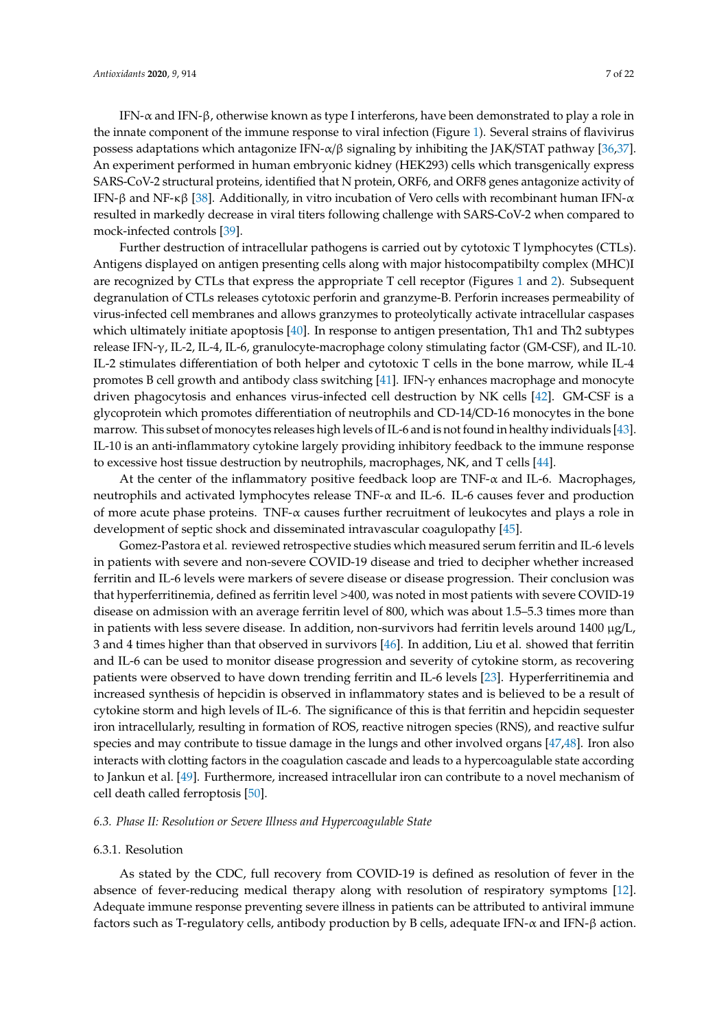IFN-α and IFN-β, otherwise known as type I interferons, have been demonstrated to play a role in the innate component of the immune response to viral infection (Figure 1). Several strains of flavivirus possess adaptations which antagonize IFN-α/β signaling by inhibiting the JAK/STAT pathway [36,37]. An experiment performed in human embryonic kidney (HEK293) cells which transgenically express SARS-CoV-2 structural proteins, identified that N protein, ORF6, and ORF8 genes antagonize activity of IFN-β and NF-κβ [38]. Additionally, in vitro incubation of Vero cells with recombinant human IFN-α resulted in markedly decrease in viral titers following challenge with SARS-CoV-2 when compared to mock-infected controls [39].

Further destruction of intracellular pathogens is carried out by cytotoxic T lymphocytes (CTLs). Antigens displayed on antigen presenting cells along with major histocompatibilty complex (MHC)I are recognized by CTLs that express the appropriate T cell receptor (Figures 1 and 2). Subsequent degranulation of CTLs releases cytotoxic perforin and granzyme-B. Perforin increases permeability of virus-infected cell membranes and allows granzymes to proteolytically activate intracellular caspases which ultimately initiate apoptosis [40]. In response to antigen presentation, Th1 and Th2 subtypes release IFN-γ, IL-2, IL-4, IL-6, granulocyte-macrophage colony stimulating factor (GM-CSF), and IL-10. IL-2 stimulates differentiation of both helper and cytotoxic T cells in the bone marrow, while IL-4 promotes B cell growth and antibody class switching [41]. IFN-γ enhances macrophage and monocyte driven phagocytosis and enhances virus-infected cell destruction by NK cells [42]. GM-CSF is a glycoprotein which promotes differentiation of neutrophils and CD-14/CD-16 monocytes in the bone marrow. This subset of monocytes releases high levels of IL-6 and is not found in healthy individuals [43]. IL-10 is an anti-inflammatory cytokine largely providing inhibitory feedback to the immune response to excessive host tissue destruction by neutrophils, macrophages, NK, and T cells [44].

At the center of the inflammatory positive feedback loop are TNF-α and IL-6. Macrophages, neutrophils and activated lymphocytes release TNF-α and IL-6. IL-6 causes fever and production of more acute phase proteins. TNF-α causes further recruitment of leukocytes and plays a role in development of septic shock and disseminated intravascular coagulopathy [45].

Gomez-Pastora et al. reviewed retrospective studies which measured serum ferritin and IL-6 levels in patients with severe and non-severe COVID-19 disease and tried to decipher whether increased ferritin and IL-6 levels were markers of severe disease or disease progression. Their conclusion was that hyperferritinemia, defined as ferritin level >400, was noted in most patients with severe COVID-19 disease on admission with an average ferritin level of 800, which was about 1.5–5.3 times more than in patients with less severe disease. In addition, non-survivors had ferritin levels around 1400 μg/L, 3 and 4 times higher than that observed in survivors [46]. In addition, Liu et al. showed that ferritin and IL-6 can be used to monitor disease progression and severity of cytokine storm, as recovering patients were observed to have down trending ferritin and IL-6 levels [23]. Hyperferritinemia and increased synthesis of hepcidin is observed in inflammatory states and is believed to be a result of cytokine storm and high levels of IL-6. The significance of this is that ferritin and hepcidin sequester iron intracellularly, resulting in formation of ROS, reactive nitrogen species (RNS), and reactive sulfur species and may contribute to tissue damage in the lungs and other involved organs [47,48]. Iron also interacts with clotting factors in the coagulation cascade and leads to a hypercoagulable state according to Jankun et al. [49]. Furthermore, increased intracellular iron can contribute to a novel mechanism of cell death called ferroptosis [50].

### *6.3. Phase II: Resolution or Severe Illness and Hypercoagulable State*

#### 6.3.1. Resolution

As stated by the CDC, full recovery from COVID-19 is defined as resolution of fever in the absence of fever-reducing medical therapy along with resolution of respiratory symptoms [12]. Adequate immune response preventing severe illness in patients can be attributed to antiviral immune factors such as T-regulatory cells, antibody production by B cells, adequate IFN-α and IFN-β action.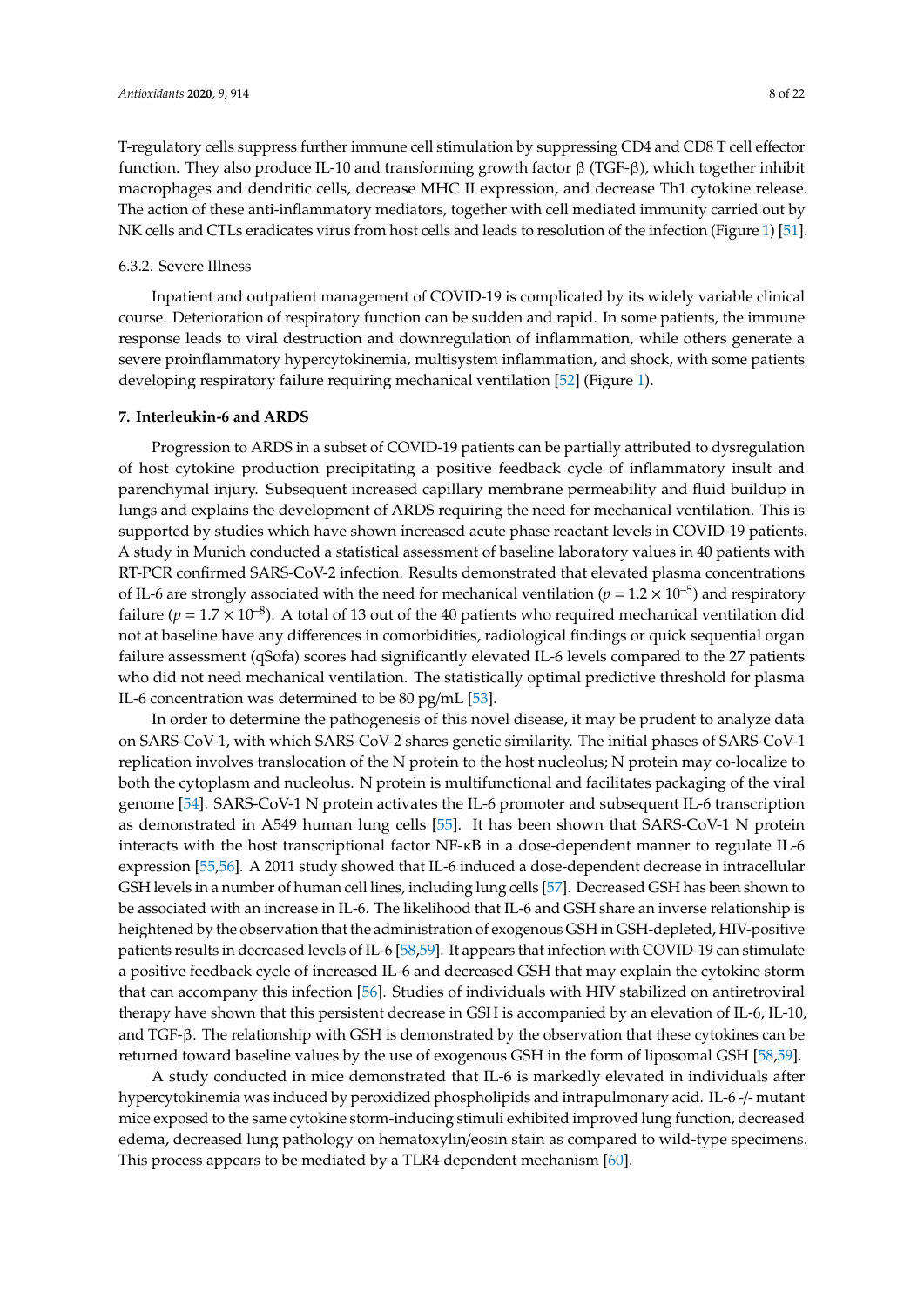T-regulatory cells suppress further immune cell stimulation by suppressing CD4 and CD8 T cell effector function. They also produce IL-10 and transforming growth factor β (TGF-β), which together inhibit macrophages and dendritic cells, decrease MHC II expression, and decrease Th1 cytokine release. The action of these anti-inflammatory mediators, together with cell mediated immunity carried out by NK cells and CTLs eradicates virus from host cells and leads to resolution of the infection (Figure 1) [51].

#### 6.3.2. Severe Illness

Inpatient and outpatient management of COVID-19 is complicated by its widely variable clinical course. Deterioration of respiratory function can be sudden and rapid. In some patients, the immune response leads to viral destruction and downregulation of inflammation, while others generate a severe proinflammatory hypercytokinemia, multisystem inflammation, and shock, with some patients developing respiratory failure requiring mechanical ventilation [52] (Figure 1).

## 7. Interleukin-6 and ARDS

Progression to ARDS in a subset of COVID-19 patients can be partially attributed to dysregulation of host cytokine production precipitating a positive feedback cycle of inflammatory insult and parenchymal injury. Subsequent increased capillary membrane permeability and fluid buildup in lungs and explains the development of ARDS requiring the need for mechanical ventilation. This is supported by studies which have shown increased acute phase reactant levels in COVID-19 patients. A study in Munich conducted a statistical assessment of baseline laboratory values in 40 patients with RT-PCR confirmed SARS-CoV-2 infection. Results demonstrated that elevated plasma concentrations of IL-6 are strongly associated with the need for mechanical ventilation ($p = 1.2 \times 10^{-5}$) and respiratory failure ($p = 1.7 \times 10^{-8}$). A total of 13 out of the 40 patients who required mechanical ventilation did not at baseline have any differences in comorbidities, radiological findings or quick sequential organ failure assessment (qSofa) scores had significantly elevated IL-6 levels compared to the 27 patients who did not need mechanical ventilation. The statistically optimal predictive threshold for plasma IL-6 concentration was determined to be 80 pg/mL [53].

In order to determine the pathogenesis of this novel disease, it may be prudent to analyze data on SARS-CoV-1, with which SARS-CoV-2 shares genetic similarity. The initial phases of SARS-CoV-1 replication involves translocation of the N protein to the host nucleolus; N protein may co-localize to both the cytoplasm and nucleolus. N protein is multifunctional and facilitates packaging of the viral genome [54]. SARS-CoV-1 N protein activates the IL-6 promoter and subsequent IL-6 transcription as demonstrated in A549 human lung cells [55]. It has been shown that SARS-CoV-1 N protein interacts with the host transcriptional factor NF-κB in a dose-dependent manner to regulate IL-6 expression [55,56]. A 2011 study showed that IL-6 induced a dose-dependent decrease in intracellular GSH levels in a number of human cell lines, including lung cells [57]. Decreased GSH has been shown to be associated with an increase in IL-6. The likelihood that IL-6 and GSH share an inverse relationship is heightened by the observation that the administration of exogenous GSH in GSH-depleted, HIV-positive patients results in decreased levels of IL-6 [58,59]. It appears that infection with COVID-19 can stimulate a positive feedback cycle of increased IL-6 and decreased GSH that may explain the cytokine storm that can accompany this infection [56]. Studies of individuals with HIV stabilized on antiretroviral therapy have shown that this persistent decrease in GSH is accompanied by an elevation of IL-6, IL-10, and TGF-β. The relationship with GSH is demonstrated by the observation that these cytokines can be returned toward baseline values by the use of exogenous GSH in the form of liposomal GSH [58,59].

A study conducted in mice demonstrated that IL-6 is markedly elevated in individuals after hypercytokinemia was induced by peroxidized phospholipids and intrapulmonary acid. IL-6 -/- mutant mice exposed to the same cytokine storm-inducing stimuli exhibited improved lung function, decreased edema, decreased lung pathology on hematoxylin/eosin stain as compared to wild-type specimens. This process appears to be mediated by a TLR4 dependent mechanism [60].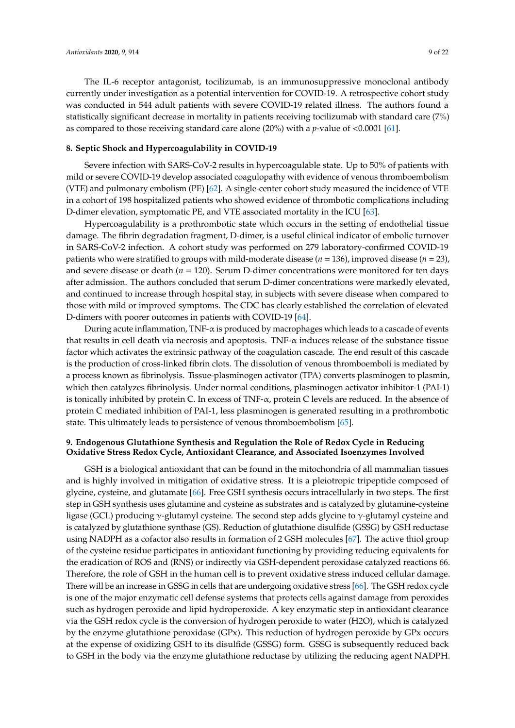The IL-6 receptor antagonist, tocilizumab, is an immunosuppressive monoclonal antibody currently under investigation as a potential intervention for COVID-19. A retrospective cohort study was conducted in 544 adult patients with severe COVID-19 related illness. The authors found a statistically significant decrease in mortality in patients receiving tocilizumab with standard care (7%) as compared to those receiving standard care alone (20%) with a $p$-value of <0.0001 [61].

## 8. Septic Shock and Hypercoagulability in COVID-19

Severe infection with SARS-CoV-2 results in hypercoagulable state. Up to 50% of patients with mild or severe COVID-19 develop associated coagulopathy with evidence of venous thromboembolism (VTE) and pulmonary embolism (PE) [62]. A single-center cohort study measured the incidence of VTE in a cohort of 198 hospitalized patients who showed evidence of thrombotic complications including D-dimer elevation, symptomatic PE, and VTE associated mortality in the ICU [63].

Hypercoagulability is a prothrombotic state which occurs in the setting of endothelial tissue damage. The fibrin degradation fragment, D-dimer, is a useful clinical indicator of embolic turnover in SARS-CoV-2 infection. A cohort study was performed on 279 laboratory-confirmed COVID-19 patients who were stratified to groups with mild-moderate disease ($n$ = 136), improved disease ($n$ = 23), and severe disease or death ($n$ = 120). Serum D-dimer concentrations were monitored for ten days after admission. The authors concluded that serum D-dimer concentrations were markedly elevated, and continued to increase through hospital stay, in subjects with severe disease when compared to those with mild or improved symptoms. The CDC has clearly established the correlation of elevated D-dimers with poorer outcomes in patients with COVID-19 [64].

During acute inflammation, TNF-$\alpha$ is produced by macrophages which leads to a cascade of events that results in cell death via necrosis and apoptosis. TNF-$\alpha$ induces release of the substance tissue factor which activates the extrinsic pathway of the coagulation cascade. The end result of this cascade is the production of cross-linked fibrin clots. The dissolution of venous thromboemboli is mediated by a process known as fibrinolysis. Tissue-plasminogen activator (TPA) converts plasminogen to plasmin, which then catalyzes fibrinolysis. Under normal conditions, plasminogen activator inhibitor-1 (PAI-1) is tonically inhibited by protein C. In excess of TNF-$\alpha$, protein C levels are reduced. In the absence of protein C mediated inhibition of PAI-1, less plasminogen is generated resulting in a prothrombotic state. This ultimately leads to persistence of venous thromboembolism [65].

## 9. Endogenous Glutathione Synthesis and Regulation the Role of Redox Cycle in Reducing Oxidative Stress Redox Cycle, Antioxidant Clearance, and Associated Isoenzymes Involved

GSH is a biological antioxidant that can be found in the mitochondria of all mammalian tissues and is highly involved in mitigation of oxidative stress. It is a pleiotropic tripeptide composed of glycine, cysteine, and glutamate [66]. Free GSH synthesis occurs intracellularly in two steps. The first step in GSH synthesis uses glutamine and cysteine as substrates and is catalyzed by glutamine-cysteine ligase (GCL) producing $\gamma$-glutamyl cysteine. The second step adds glycine to $\gamma$-glutamyl cysteine and is catalyzed by glutathione synthase (GS). Reduction of glutathione disulfide (GSSG) by GSH reductase using NADPH as a cofactor also results in formation of 2 GSH molecules [67]. The active thiol group of the cysteine residue participates in antioxidant functioning by providing reducing equivalents for the eradication of ROS and (RNS) or indirectly via GSH-dependent peroxidase catalyzed reactions 66. Therefore, the role of GSH in the human cell is to prevent oxidative stress induced cellular damage. There will be an increase in GSSG in cells that are undergoing oxidative stress [66]. The GSH redox cycle is one of the major enzymatic cell defense systems that protects cells against damage from peroxides such as hydrogen peroxide and lipid hydroperoxide. A key enzymatic step in antioxidant clearance via the GSH redox cycle is the conversion of hydrogen peroxide to water (H2O), which is catalyzed by the enzyme glutathione peroxidase (GPx). This reduction of hydrogen peroxide by GPx occurs at the expense of oxidizing GSH to its disulfide (GSSG) form. GSSG is subsequently reduced back to GSH in the body via the enzyme glutathione reductase by utilizing the reducing agent NADPH.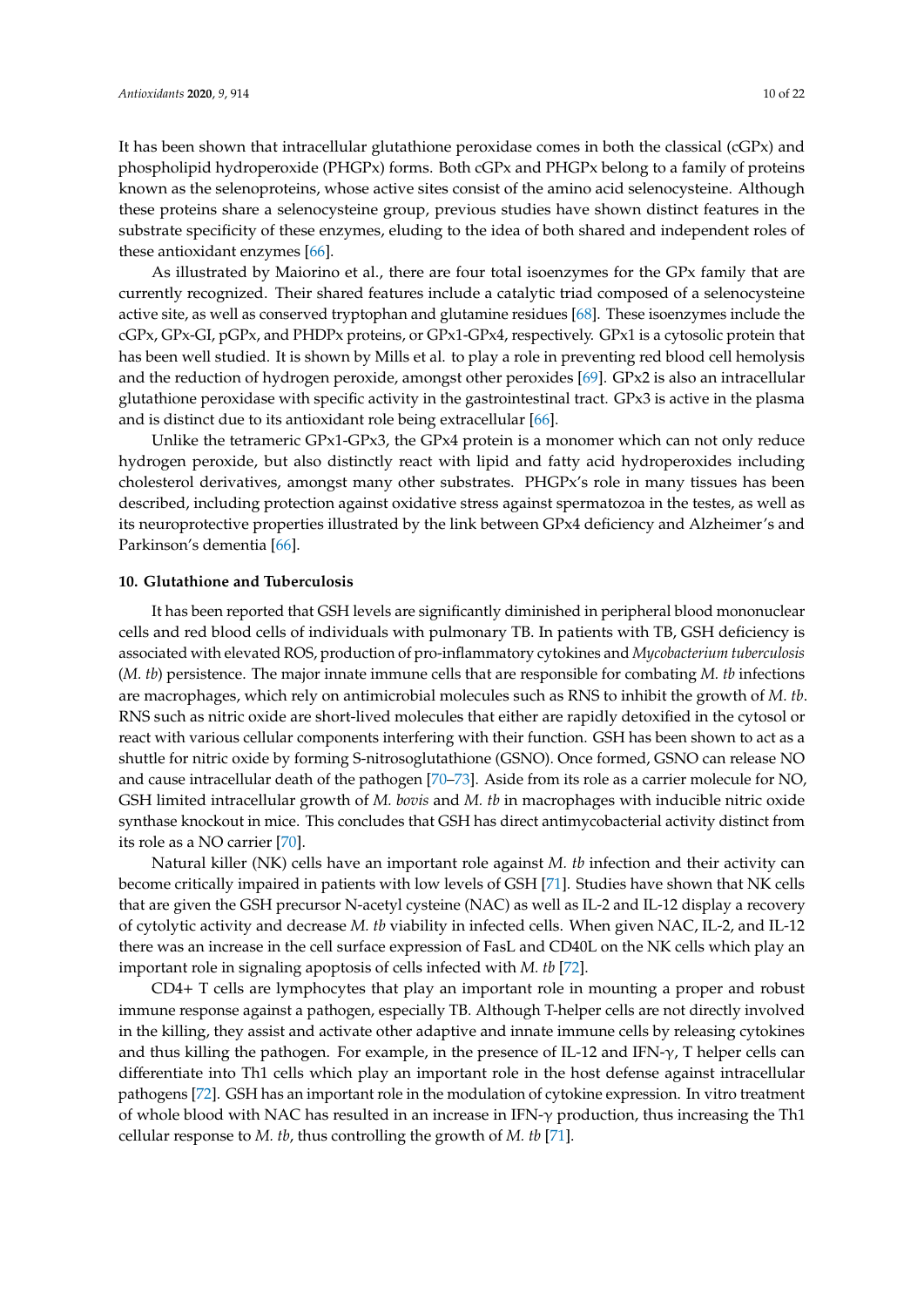It has been shown that intracellular glutathione peroxidase comes in both the classical (cGPx) and phospholipid hydroperoxide (PHGPx) forms. Both cGPx and PHGPx belong to a family of proteins known as the selenoproteins, whose active sites consist of the amino acid selenocysteine. Although these proteins share a selenocysteine group, previous studies have shown distinct features in the substrate specificity of these enzymes, eluding to the idea of both shared and independent roles of these antioxidant enzymes [66].

As illustrated by Maiorino et al., there are four total isoenzymes for the GPx family that are currently recognized. Their shared features include a catalytic triad composed of a selenocysteine active site, as well as conserved tryptophan and glutamine residues [68]. These isoenzymes include the cGPx, GPx-GI, pGPx, and PHDPx proteins, or GPx1-GPx4, respectively. GPx1 is a cytosolic protein that has been well studied. It is shown by Mills et al. to play a role in preventing red blood cell hemolysis and the reduction of hydrogen peroxide, amongst other peroxides [69]. GPx2 is also an intracellular glutathione peroxidase with specific activity in the gastrointestinal tract. GPx3 is active in the plasma and is distinct due to its antioxidant role being extracellular [66].

Unlike the tetrameric GPx1-GPx3, the GPx4 protein is a monomer which can not only reduce hydrogen peroxide, but also distinctly react with lipid and fatty acid hydroperoxides including cholesterol derivatives, amongst many other substrates. PHGPx's role in many tissues has been described, including protection against oxidative stress against spermatozoa in the testes, as well as its neuroprotective properties illustrated by the link between GPx4 deficiency and Alzheimer's and Parkinson's dementia [66].

## 10. Glutathione and Tuberculosis

It has been reported that GSH levels are significantly diminished in peripheral blood mononuclear cells and red blood cells of individuals with pulmonary TB. In patients with TB, GSH deficiency is associated with elevated ROS, production of pro-inflammatory cytokines and *Mycobacterium tuberculosis* (*M. tb*) persistence. The major innate immune cells that are responsible for combating *M. tb* infections are macrophages, which rely on antimicrobial molecules such as RNS to inhibit the growth of *M. tb*. RNS such as nitric oxide are short-lived molecules that either are rapidly detoxified in the cytosol or react with various cellular components interfering with their function. GSH has been shown to act as a shuttle for nitric oxide by forming S-nitrosoglutathione (GSNO). Once formed, GSNO can release NO and cause intracellular death of the pathogen [70–73]. Aside from its role as a carrier molecule for NO, GSH limited intracellular growth of *M. bovis* and *M. tb* in macrophages with inducible nitric oxide synthase knockout in mice. This concludes that GSH has direct antimycobacterial activity distinct from its role as a NO carrier [70].

Natural killer (NK) cells have an important role against *M. tb* infection and their activity can become critically impaired in patients with low levels of GSH [71]. Studies have shown that NK cells that are given the GSH precursor N-acetyl cysteine (NAC) as well as IL-2 and IL-12 display a recovery of cytolytic activity and decrease *M. tb* viability in infected cells. When given NAC, IL-2, and IL-12 there was an increase in the cell surface expression of FasL and CD40L on the NK cells which play an important role in signaling apoptosis of cells infected with *M. tb* [72].

CD4+ T cells are lymphocytes that play an important role in mounting a proper and robust immune response against a pathogen, especially TB. Although T-helper cells are not directly involved in the killing, they assist and activate other adaptive and innate immune cells by releasing cytokines and thus killing the pathogen. For example, in the presence of IL-12 and IFN-$\gamma$, T helper cells can differentiate into Th1 cells which play an important role in the host defense against intracellular pathogens [72]. GSH has an important role in the modulation of cytokine expression. In vitro treatment of whole blood with NAC has resulted in an increase in IFN-$\gamma$ production, thus increasing the Th1 cellular response to *M. tb*, thus controlling the growth of *M. tb* [71].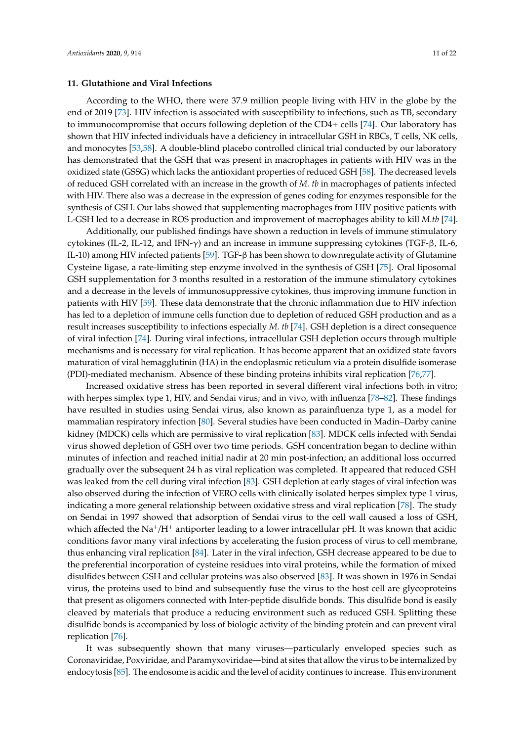## 11. Glutathione and Viral Infections

According to the WHO, there were 37.9 million people living with HIV in the globe by the end of 2019 [73]. HIV infection is associated with susceptibility to infections, such as TB, secondary to immunocompromise that occurs following depletion of the CD4+ cells [74]. Our laboratory has shown that HIV infected individuals have a deficiency in intracellular GSH in RBCs, T cells, NK cells, and monocytes [53,58]. A double-blind placebo controlled clinical trial conducted by our laboratory has demonstrated that the GSH that was present in macrophages in patients with HIV was in the oxidized state (GSSG) which lacks the antioxidant properties of reduced GSH [58]. The decreased levels of reduced GSH correlated with an increase in the growth of *M. tb* in macrophages of patients infected with HIV. There also was a decrease in the expression of genes coding for enzymes responsible for the synthesis of GSH. Our labs showed that supplementing macrophages from HIV positive patients with L-GSH led to a decrease in ROS production and improvement of macrophages ability to kill *M.tb* [74].

Additionally, our published findings have shown a reduction in levels of immune stimulatory cytokines (IL-2, IL-12, and IFN-γ) and an increase in immune suppressing cytokines (TGF-β, IL-6, IL-10) among HIV infected patients [59]. TGF-β has been shown to downregulate activity of Glutamine Cysteine ligase, a rate-limiting step enzyme involved in the synthesis of GSH [75]. Oral liposomal GSH supplementation for 3 months resulted in a restoration of the immune stimulatory cytokines and a decrease in the levels of immunosuppressive cytokines, thus improving immune function in patients with HIV [59]. These data demonstrate that the chronic inflammation due to HIV infection has led to a depletion of immune cells function due to depletion of reduced GSH production and as a result increases susceptibility to infections especially *M. tb* [74]. GSH depletion is a direct consequence of viral infection [74]. During viral infections, intracellular GSH depletion occurs through multiple mechanisms and is necessary for viral replication. It has become apparent that an oxidized state favors maturation of viral hemagglutinin (HA) in the endoplasmic reticulum via a protein disulfide isomerase (PDI)-mediated mechanism. Absence of these binding proteins inhibits viral replication [76,77].

Increased oxidative stress has been reported in several different viral infections both in vitro; with herpes simplex type 1, HIV, and Sendai virus; and in vivo, with influenza [78–82]. These findings have resulted in studies using Sendai virus, also known as parainfluenza type 1, as a model for mammalian respiratory infection [80]. Several studies have been conducted in Madin–Darby canine kidney (MDCK) cells which are permissive to viral replication [83]. MDCK cells infected with Sendai virus showed depletion of GSH over two time periods. GSH concentration began to decline within minutes of infection and reached initial nadir at 20 min post-infection; an additional loss occurred gradually over the subsequent 24 h as viral replication was completed. It appeared that reduced GSH was leaked from the cell during viral infection [83]. GSH depletion at early stages of viral infection was also observed during the infection of VERO cells with clinically isolated herpes simplex type 1 virus, indicating a more general relationship between oxidative stress and viral replication [78]. The study on Sendai in 1997 showed that adsorption of Sendai virus to the cell wall caused a loss of GSH, which affected the $Na^+/H^+$ antiporter leading to a lower intracellular pH. It was known that acidic conditions favor many viral infections by accelerating the fusion process of virus to cell membrane, thus enhancing viral replication [84]. Later in the viral infection, GSH decrease appeared to be due to the preferential incorporation of cysteine residues into viral proteins, while the formation of mixed disulfides between GSH and cellular proteins was also observed [83]. It was shown in 1976 in Sendai virus, the proteins used to bind and subsequently fuse the virus to the host cell are glycoproteins that present as oligomers connected with Inter-peptide disulfide bonds. This disulfide bond is easily cleaved by materials that produce a reducing environment such as reduced GSH. Splitting these disulfide bonds is accompanied by loss of biologic activity of the binding protein and can prevent viral replication [76].

It was subsequently shown that many viruses—particularly enveloped species such as Coronaviridae, Poxviridae, and Paramyxoviridae—bind at sites that allow the virus to be internalized by endocytosis [85]. The endosome is acidic and the level of acidity continues to increase. This environment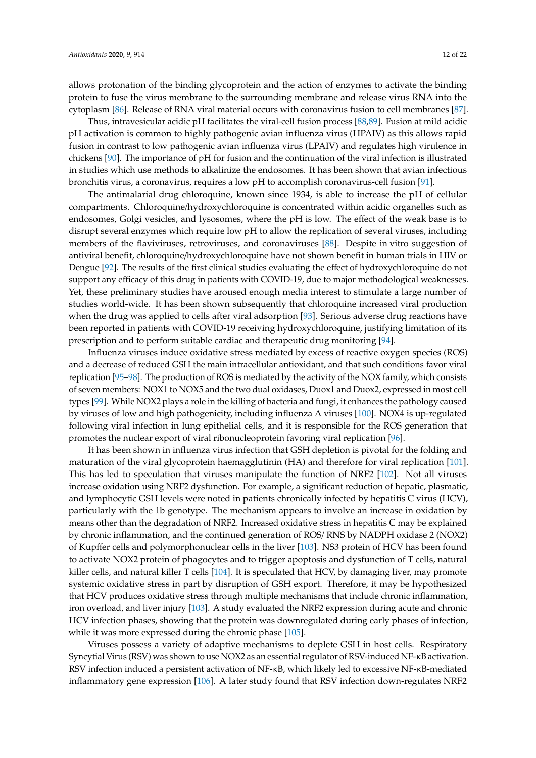allows protonation of the binding glycoprotein and the action of enzymes to activate the binding protein to fuse the virus membrane to the surrounding membrane and release virus RNA into the cytoplasm [86]. Release of RNA viral material occurs with coronavirus fusion to cell membranes [87].

Thus, intravesicular acidic pH facilitates the viral-cell fusion process [88,89]. Fusion at mild acidic pH activation is common to highly pathogenic avian influenza virus (HPAIV) as this allows rapid fusion in contrast to low pathogenic avian influenza virus (LPAIV) and regulates high virulence in chickens [90]. The importance of pH for fusion and the continuation of the viral infection is illustrated in studies which use methods to alkalinize the endosomes. It has been shown that avian infectious bronchitis virus, a coronavirus, requires a low pH to accomplish coronavirus-cell fusion [91].

The antimalarial drug chloroquine, known since 1934, is able to increase the pH of cellular compartments. Chloroquine/hydroxychloroquine is concentrated within acidic organelles such as endosomes, Golgi vesicles, and lysosomes, where the pH is low. The effect of the weak base is to disrupt several enzymes which require low pH to allow the replication of several viruses, including members of the flaviviruses, retroviruses, and coronaviruses [88]. Despite in vitro suggestion of antiviral benefit, chloroquine/hydroxychloroquine have not shown benefit in human trials in HIV or Dengue [92]. The results of the first clinical studies evaluating the effect of hydroxychloroquine do not support any efficacy of this drug in patients with COVID-19, due to major methodological weaknesses. Yet, these preliminary studies have aroused enough media interest to stimulate a large number of studies world-wide. It has been shown subsequently that chloroquine increased viral production when the drug was applied to cells after viral adsorption [93]. Serious adverse drug reactions have been reported in patients with COVID-19 receiving hydroxychloroquine, justifying limitation of its prescription and to perform suitable cardiac and therapeutic drug monitoring [94].

Influenza viruses induce oxidative stress mediated by excess of reactive oxygen species (ROS) and a decrease of reduced GSH the main intracellular antioxidant, and that such conditions favor viral replication [95–98]. The production of ROS is mediated by the activity of the NOX family, which consists of seven members: NOX1 to NOX5 and the two dual oxidases, Duox1 and Duox2, expressed in most cell types [99]. While NOX2 plays a role in the killing of bacteria and fungi, it enhances the pathology caused by viruses of low and high pathogenicity, including influenza A viruses [100]. NOX4 is up-regulated following viral infection in lung epithelial cells, and it is responsible for the ROS generation that promotes the nuclear export of viral ribonucleoprotein favoring viral replication [96].

It has been shown in influenza virus infection that GSH depletion is pivotal for the folding and maturation of the viral glycoprotein haemagglutinin (HA) and therefore for viral replication [101]. This has led to speculation that viruses manipulate the function of NRF2 [102]. Not all viruses increase oxidation using NRF2 dysfunction. For example, a significant reduction of hepatic, plasmatic, and lymphocytic GSH levels were noted in patients chronically infected by hepatitis C virus (HCV), particularly with the 1b genotype. The mechanism appears to involve an increase in oxidation by means other than the degradation of NRF2. Increased oxidative stress in hepatitis C may be explained by chronic inflammation, and the continued generation of ROS/ RNS by NADPH oxidase 2 (NOX2) of Kupffer cells and polymorphonuclear cells in the liver [103]. NS3 protein of HCV has been found to activate NOX2 protein of phagocytes and to trigger apoptosis and dysfunction of T cells, natural killer cells, and natural killer T cells [104]. It is speculated that HCV, by damaging liver, may promote systemic oxidative stress in part by disruption of GSH export. Therefore, it may be hypothesized that HCV produces oxidative stress through multiple mechanisms that include chronic inflammation, iron overload, and liver injury [103]. A study evaluated the NRF2 expression during acute and chronic HCV infection phases, showing that the protein was downregulated during early phases of infection, while it was more expressed during the chronic phase [105].

Viruses possess a variety of adaptive mechanisms to deplete GSH in host cells. Respiratory Syncytial Virus (RSV) was shown to use NOX2 as an essential regulator of RSV-induced NF-κB activation. RSV infection induced a persistent activation of NF-κB, which likely led to excessive NF-κB-mediated inflammatory gene expression [106]. A later study found that RSV infection down-regulates NRF2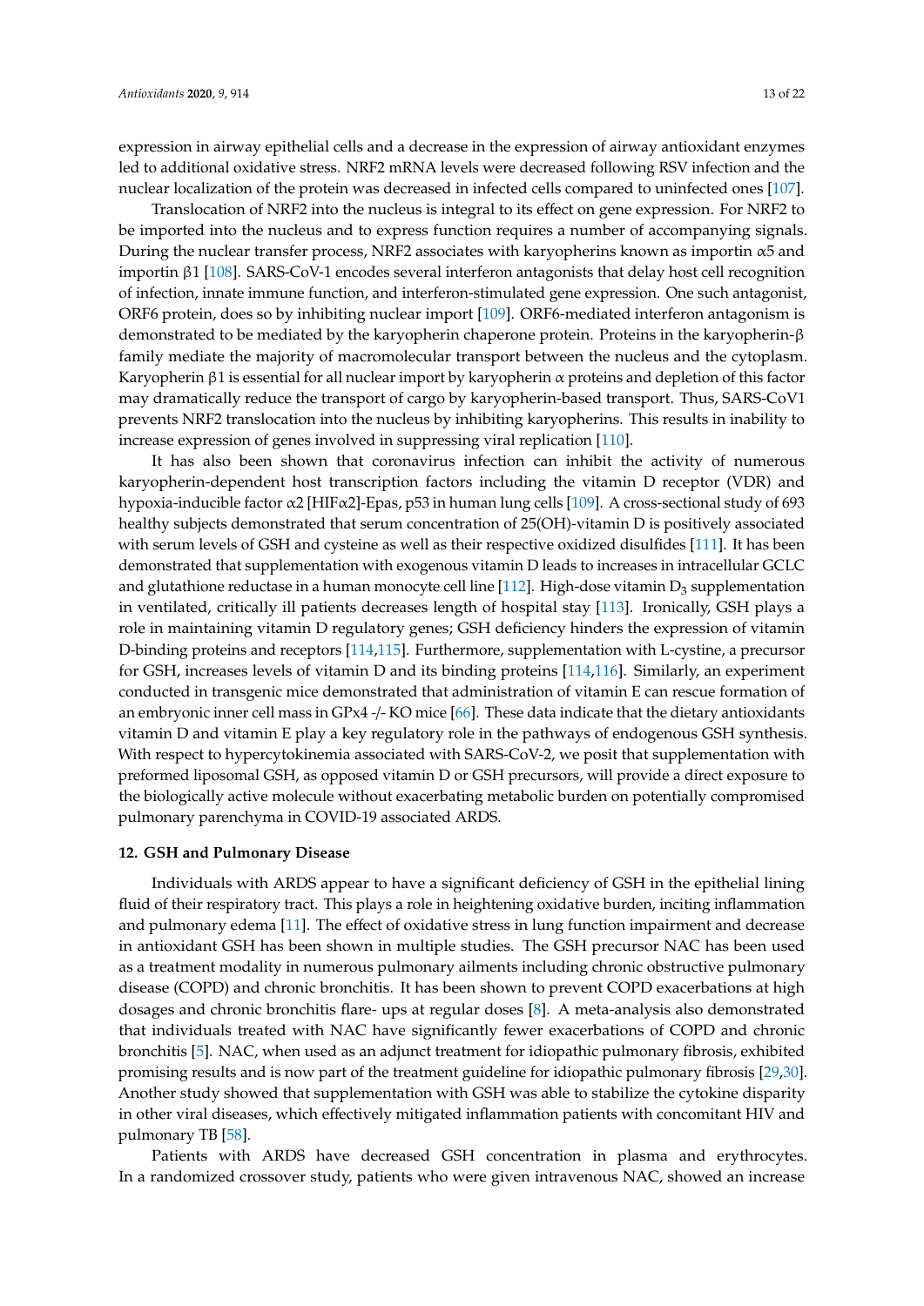expression in airway epithelial cells and a decrease in the expression of airway antioxidant enzymes led to additional oxidative stress. NRF2 mRNA levels were decreased following RSV infection and the nuclear localization of the protein was decreased in infected cells compared to uninfected ones [107].

Translocation of NRF2 into the nucleus is integral to its effect on gene expression. For NRF2 to be imported into the nucleus and to express function requires a number of accompanying signals. During the nuclear transfer process, NRF2 associates with karyopherins known as importin α5 and importin β1 [108]. SARS-CoV-1 encodes several interferon antagonists that delay host cell recognition of infection, innate immune function, and interferon-stimulated gene expression. One such antagonist, ORF6 protein, does so by inhibiting nuclear import [109]. ORF6-mediated interferon antagonism is demonstrated to be mediated by the karyopherin chaperone protein. Proteins in the karyopherin-β family mediate the majority of macromolecular transport between the nucleus and the cytoplasm. Karyopherin β1 is essential for all nuclear import by karyopherin α proteins and depletion of this factor may dramatically reduce the transport of cargo by karyopherin-based transport. Thus, SARS-CoV1 prevents NRF2 translocation into the nucleus by inhibiting karyopherins. This results in inability to increase expression of genes involved in suppressing viral replication [110].

It has also been shown that coronavirus infection can inhibit the activity of numerous karyopherin-dependent host transcription factors including the vitamin D receptor (VDR) and hypoxia-inducible factor α2 [HIFα2]-Epas, p53 in human lung cells [109]. A cross-sectional study of 693 healthy subjects demonstrated that serum concentration of 25(OH)-vitamin D is positively associated with serum levels of GSH and cysteine as well as their respective oxidized disulfides [111]. It has been demonstrated that supplementation with exogenous vitamin D leads to increases in intracellular GCLC and glutathione reductase in a human monocyte cell line [112]. High-dose vitamin $D_3$ supplementation in ventilated, critically ill patients decreases length of hospital stay [113]. Ironically, GSH plays a role in maintaining vitamin D regulatory genes; GSH deficiency hinders the expression of vitamin D-binding proteins and receptors [114,115]. Furthermore, supplementation with L-cystine, a precursor for GSH, increases levels of vitamin D and its binding proteins [114,116]. Similarly, an experiment conducted in transgenic mice demonstrated that administration of vitamin E can rescue formation of an embryonic inner cell mass in GPx4 -/- KO mice [66]. These data indicate that the dietary antioxidants vitamin D and vitamin E play a key regulatory role in the pathways of endogenous GSH synthesis. With respect to hypercytokinemia associated with SARS-CoV-2, we posit that supplementation with preformed liposomal GSH, as opposed vitamin D or GSH precursors, will provide a direct exposure to the biologically active molecule without exacerbating metabolic burden on potentially compromised pulmonary parenchyma in COVID-19 associated ARDS.

## 12. GSH and Pulmonary Disease

Individuals with ARDS appear to have a significant deficiency of GSH in the epithelial lining fluid of their respiratory tract. This plays a role in heightening oxidative burden, inciting inflammation and pulmonary edema [11]. The effect of oxidative stress in lung function impairment and decrease in antioxidant GSH has been shown in multiple studies. The GSH precursor NAC has been used as a treatment modality in numerous pulmonary ailments including chronic obstructive pulmonary disease (COPD) and chronic bronchitis. It has been shown to prevent COPD exacerbations at high dosages and chronic bronchitis flare- ups at regular doses [8]. A meta-analysis also demonstrated that individuals treated with NAC have significantly fewer exacerbations of COPD and chronic bronchitis [5]. NAC, when used as an adjunct treatment for idiopathic pulmonary fibrosis, exhibited promising results and is now part of the treatment guideline for idiopathic pulmonary fibrosis [29,30]. Another study showed that supplementation with GSH was able to stabilize the cytokine disparity in other viral diseases, which effectively mitigated inflammation patients with concomitant HIV and pulmonary TB [58].

Patients with ARDS have decreased GSH concentration in plasma and erythrocytes. In a randomized crossover study, patients who were given intravenous NAC, showed an increase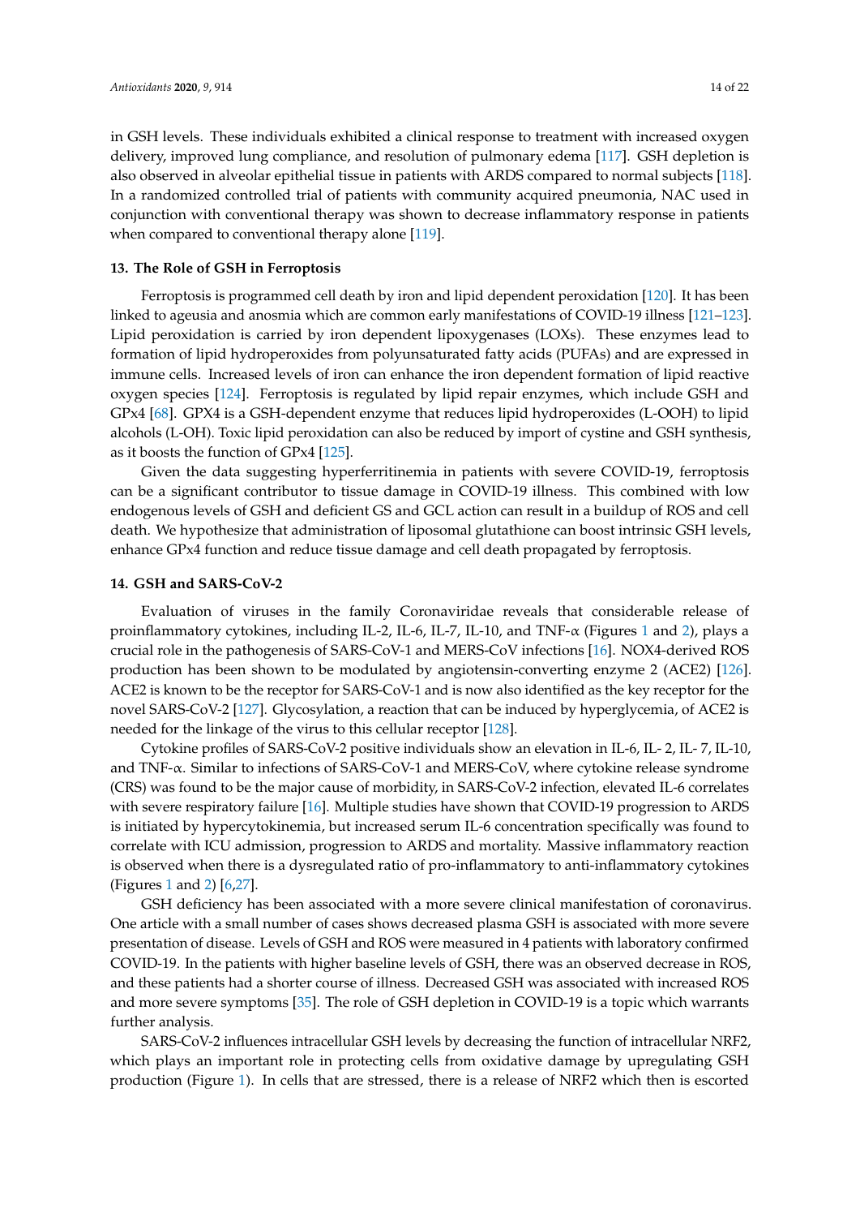in GSH levels. These individuals exhibited a clinical response to treatment with increased oxygen delivery, improved lung compliance, and resolution of pulmonary edema [117]. GSH depletion is also observed in alveolar epithelial tissue in patients with ARDS compared to normal subjects [118]. In a randomized controlled trial of patients with community acquired pneumonia, NAC used in conjunction with conventional therapy was shown to decrease inflammatory response in patients when compared to conventional therapy alone [119].

## 13. The Role of GSH in Ferroptosis

Ferroptosis is programmed cell death by iron and lipid dependent peroxidation [120]. It has been linked to ageusia and anosmia which are common early manifestations of COVID-19 illness [121–123]. Lipid peroxidation is carried by iron dependent lipoxygenases (LOXs). These enzymes lead to formation of lipid hydroperoxides from polyunsaturated fatty acids (PUFAs) and are expressed in immune cells. Increased levels of iron can enhance the iron dependent formation of lipid reactive oxygen species [124]. Ferroptosis is regulated by lipid repair enzymes, which include GSH and GPx4 [68]. GPX4 is a GSH-dependent enzyme that reduces lipid hydroperoxides (L-OOH) to lipid alcohols (L-OH). Toxic lipid peroxidation can also be reduced by import of cystine and GSH synthesis, as it boosts the function of GPx4 [125].

Given the data suggesting hyperferritinemia in patients with severe COVID-19, ferroptosis can be a significant contributor to tissue damage in COVID-19 illness. This combined with low endogenous levels of GSH and deficient GS and GCL action can result in a buildup of ROS and cell death. We hypothesize that administration of liposomal glutathione can boost intrinsic GSH levels, enhance GPx4 function and reduce tissue damage and cell death propagated by ferroptosis.

## 14. GSH and SARS-CoV-2

Evaluation of viruses in the family Coronaviridae reveals that considerable release of proinflammatory cytokines, including IL-2, IL-6, IL-7, IL-10, and TNF-α (Figures 1 and 2), plays a crucial role in the pathogenesis of SARS-CoV-1 and MERS-CoV infections [16]. NOX4-derived ROS production has been shown to be modulated by angiotensin-converting enzyme 2 (ACE2) [126]. ACE2 is known to be the receptor for SARS-CoV-1 and is now also identified as the key receptor for the novel SARS-CoV-2 [127]. Glycosylation, a reaction that can be induced by hyperglycemia, of ACE2 is needed for the linkage of the virus to this cellular receptor [128].

Cytokine profiles of SARS-CoV-2 positive individuals show an elevation in IL-6, IL- 2, IL- 7, IL-10, and TNF-α. Similar to infections of SARS-CoV-1 and MERS-CoV, where cytokine release syndrome (CRS) was found to be the major cause of morbidity, in SARS-CoV-2 infection, elevated IL-6 correlates with severe respiratory failure [16]. Multiple studies have shown that COVID-19 progression to ARDS is initiated by hypercytokinemia, but increased serum IL-6 concentration specifically was found to correlate with ICU admission, progression to ARDS and mortality. Massive inflammatory reaction is observed when there is a dysregulated ratio of pro-inflammatory to anti-inflammatory cytokines (Figures 1 and 2) [6,27].

GSH deficiency has been associated with a more severe clinical manifestation of coronavirus. One article with a small number of cases shows decreased plasma GSH is associated with more severe presentation of disease. Levels of GSH and ROS were measured in 4 patients with laboratory confirmed COVID-19. In the patients with higher baseline levels of GSH, there was an observed decrease in ROS, and these patients had a shorter course of illness. Decreased GSH was associated with increased ROS and more severe symptoms [35]. The role of GSH depletion in COVID-19 is a topic which warrants further analysis.

SARS-CoV-2 influences intracellular GSH levels by decreasing the function of intracellular NRF2, which plays an important role in protecting cells from oxidative damage by upregulating GSH production (Figure 1). In cells that are stressed, there is a release of NRF2 which then is escorted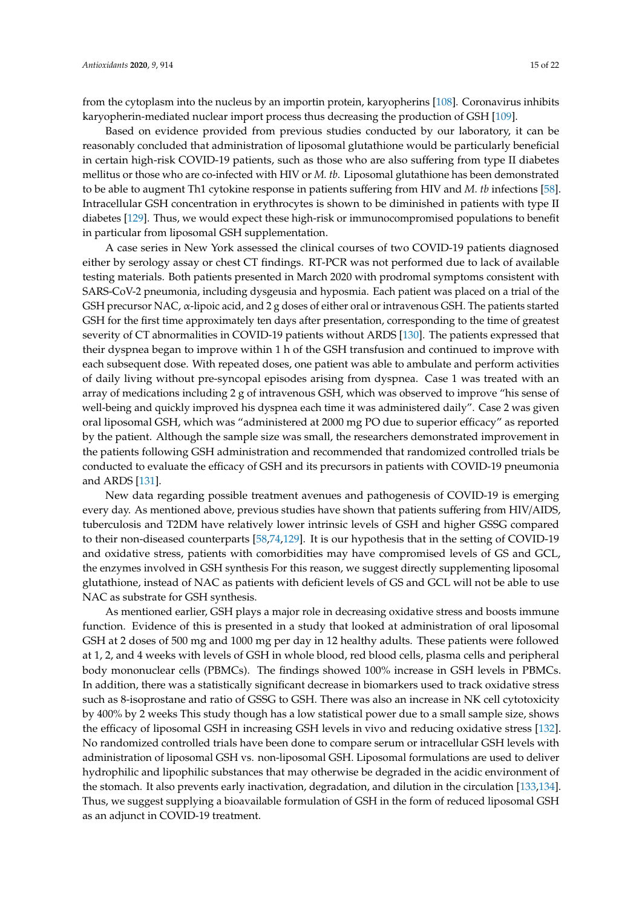from the cytoplasm into the nucleus by an importin protein, karyopherins [108]. Coronavirus inhibits karyopherin-mediated nuclear import process thus decreasing the production of GSH [109].

Based on evidence provided from previous studies conducted by our laboratory, it can be reasonably concluded that administration of liposomal glutathione would be particularly beneficial in certain high-risk COVID-19 patients, such as those who are also suffering from type II diabetes mellitus or those who are co-infected with HIV or *M. tb*. Liposomal glutathione has been demonstrated to be able to augment Th1 cytokine response in patients suffering from HIV and *M. tb* infections [58]. Intracellular GSH concentration in erythrocytes is shown to be diminished in patients with type II diabetes [129]. Thus, we would expect these high-risk or immunocompromised populations to benefit in particular from liposomal GSH supplementation.

A case series in New York assessed the clinical courses of two COVID-19 patients diagnosed either by serology assay or chest CT findings. RT-PCR was not performed due to lack of available testing materials. Both patients presented in March 2020 with prodromal symptoms consistent with SARS-CoV-2 pneumonia, including dysgeusia and hyposmia. Each patient was placed on a trial of the GSH precursor NAC, α-lipoic acid, and 2 g doses of either oral or intravenous GSH. The patients started GSH for the first time approximately ten days after presentation, corresponding to the time of greatest severity of CT abnormalities in COVID-19 patients without ARDS [130]. The patients expressed that their dyspnea began to improve within 1 h of the GSH transfusion and continued to improve with each subsequent dose. With repeated doses, one patient was able to ambulate and perform activities of daily living without pre-syncopal episodes arising from dyspnea. Case 1 was treated with an array of medications including 2 g of intravenous GSH, which was observed to improve "his sense of well-being and quickly improved his dyspnea each time it was administered daily". Case 2 was given oral liposomal GSH, which was "administered at 2000 mg PO due to superior efficacy" as reported by the patient. Although the sample size was small, the researchers demonstrated improvement in the patients following GSH administration and recommended that randomized controlled trials be conducted to evaluate the efficacy of GSH and its precursors in patients with COVID-19 pneumonia and ARDS [131].

New data regarding possible treatment avenues and pathogenesis of COVID-19 is emerging every day. As mentioned above, previous studies have shown that patients suffering from HIV/AIDS, tuberculosis and T2DM have relatively lower intrinsic levels of GSH and higher GSSG compared to their non-diseased counterparts [58,74,129]. It is our hypothesis that in the setting of COVID-19 and oxidative stress, patients with comorbidities may have compromised levels of GS and GCL, the enzymes involved in GSH synthesis For this reason, we suggest directly supplementing liposomal glutathione, instead of NAC as patients with deficient levels of GS and GCL will not be able to use NAC as substrate for GSH synthesis.

As mentioned earlier, GSH plays a major role in decreasing oxidative stress and boosts immune function. Evidence of this is presented in a study that looked at administration of oral liposomal GSH at 2 doses of 500 mg and 1000 mg per day in 12 healthy adults. These patients were followed at 1, 2, and 4 weeks with levels of GSH in whole blood, red blood cells, plasma cells and peripheral body mononuclear cells (PBMCs). The findings showed 100% increase in GSH levels in PBMCs. In addition, there was a statistically significant decrease in biomarkers used to track oxidative stress such as 8-isoprostane and ratio of GSSG to GSH. There was also an increase in NK cell cytotoxicity by 400% by 2 weeks This study though has a low statistical power due to a small sample size, shows the efficacy of liposomal GSH in increasing GSH levels in vivo and reducing oxidative stress [132]. No randomized controlled trials have been done to compare serum or intracellular GSH levels with administration of liposomal GSH vs. non-liposomal GSH. Liposomal formulations are used to deliver hydrophilic and lipophilic substances that may otherwise be degraded in the acidic environment of the stomach. It also prevents early inactivation, degradation, and dilution in the circulation [133,134]. Thus, we suggest supplying a bioavailable formulation of GSH in the form of reduced liposomal GSH as an adjunct in COVID-19 treatment.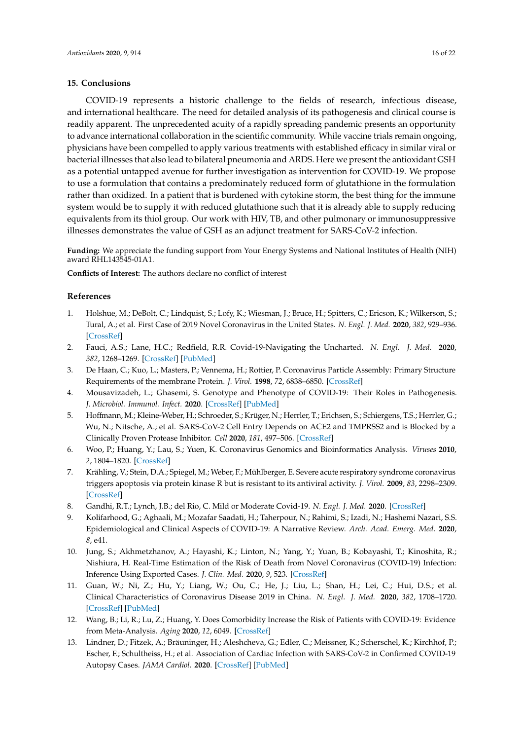## 15. Conclusions

COVID-19 represents a historic challenge to the fields of research, infectious disease, and international healthcare. The need for detailed analysis of its pathogenesis and clinical course is readily apparent. The unprecedented acuity of a rapidly spreading pandemic presents an opportunity to advance international collaboration in the scientific community. While vaccine trials remain ongoing, physicians have been compelled to apply various treatments with established efficacy in similar viral or bacterial illnesses that also lead to bilateral pneumonia and ARDS. Here we present the antioxidant GSH as a potential untapped avenue for further investigation as intervention for COVID-19. We propose to use a formulation that contains a predominately reduced form of glutathione in the formulation rather than oxidized. In a patient that is burdened with cytokine storm, the best thing for the immune system would be to supply it with reduced glutathione such that it is already able to supply reducing equivalents from its thiol group. Our work with HIV, TB, and other pulmonary or immunosuppressive illnesses demonstrates the value of GSH as an adjunct treatment for SARS-CoV-2 infection.

**Funding:** We appreciate the funding support from Your Energy Systems and National Institutes of Health (NIH) award RHL143545-01A1.

**Conflicts of Interest:** The authors declare no conflict of interest

## References

1. Holshue, M.; DeBolt, C.; Lindquist, S.; Lofy, K.; Wiesman, J.; Bruce, H.; Spitters, C.; Ericson, K.; Wilkerson, S.; Tural, A.; et al. First Case of 2019 Novel Coronavirus in the United States. *N. Engl. J. Med.* **2020**, *382*, 929–936. [CrossRef]
2. Fauci, A.S.; Lane, H.C.; Redfield, R.R. Covid-19-Navigating the Uncharted. *N. Engl. J. Med.* **2020**, *382*, 1268–1269. [CrossRef] [PubMed]
3. De Haan, C.; Kuo, L.; Masters, P.; Vennema, H.; Rottier, P. Coronavirus Particle Assembly: Primary Structure Requirements of the membrane Protein. *J. Virol.* **1998**, *72*, 6838–6850. [CrossRef]
4. Mousavizadeh, L.; Ghasemi, S. Genotype and Phenotype of COVID-19: Their Roles in Pathogenesis. *J. Microbiol. Immunol. Infect.* **2020**. [CrossRef] [PubMed]
5. Hoffmann, M.; Kleine-Weber, H.; Schroeder, S.; Krüger, N.; Herrler, T.; Erichsen, S.; Schiergens, T.S.; Herrler, G.; Wu, N.; Nitsche, A.; et al. SARS-CoV-2 Cell Entry Depends on ACE2 and TMPRSS2 and is Blocked by a Clinically Proven Protease Inhibitor. *Cell* **2020**, *181*, 497–506. [CrossRef]
6. Woo, P.; Huang, Y.; Lau, S.; Yuen, K. Coronavirus Genomics and Bioinformatics Analysis. *Viruses* **2010**, *2*, 1804–1820. [CrossRef]
7. Krähling, V.; Stein, D.A.; Spiegel, M.; Weber, F.; Mühlberger, E. Severe acute respiratory syndrome coronavirus triggers apoptosis via protein kinase R but is resistant to its antiviral activity. *J. Virol.* **2009**, *83*, 2298–2309. [CrossRef]
8. Gandhi, R.T.; Lynch, J.B.; del Rio, C. Mild or Moderate Covid-19. *N. Engl. J. Med.* **2020**. [CrossRef]
9. Kolifarhood, G.; Aghaali, M.; Mozafar Saadati, H.; Taherpour, N.; Rahimi, S.; Izadi, N.; Hashemi Nazari, S.S. Epidemiological and Clinical Aspects of COVID-19: A Narrative Review. *Arch. Acad. Emerg. Med.* **2020**, *8*, e41.
10. Jung, S.; Akhmetzhanov, A.; Hayashi, K.; Linton, N.; Yang, Y.; Yuan, B.; Kobayashi, T.; Kinoshita, R.; Nishiura, H. Real-Time Estimation of the Risk of Death from Novel Coronavirus (COVID-19) Infection: Inference Using Exported Cases. *J. Clin. Med.* **2020**, *9*, 523. [CrossRef]
11. Guan, W.; Ni, Z.; Hu, Y.; Liang, W.; Ou, C.; He, J.; Liu, L.; Shan, H.; Lei, C.; Hui, D.S.; et al. Clinical Characteristics of Coronavirus Disease 2019 in China. *N. Engl. J. Med.* **2020**, *382*, 1708–1720. [CrossRef] [PubMed]
12. Wang, B.; Li, R.; Lu, Z.; Huang, Y. Does Comorbidity Increase the Risk of Patients with COVID-19: Evidence from Meta-Analysis. *Aging* **2020**, *12*, 6049. [CrossRef]
13. Lindner, D.; Fitzek, A.; Bräuninger, H.; Aleshcheva, G.; Edler, C.; Meissner, K.; Scherschel, K.; Kirchhof, P.; Escher, F.; Schultheiss, H.; et al. Association of Cardiac Infection with SARS-CoV-2 in Confirmed COVID-19 Autopsy Cases. *JAMA Cardiol.* **2020**. [CrossRef] [PubMed]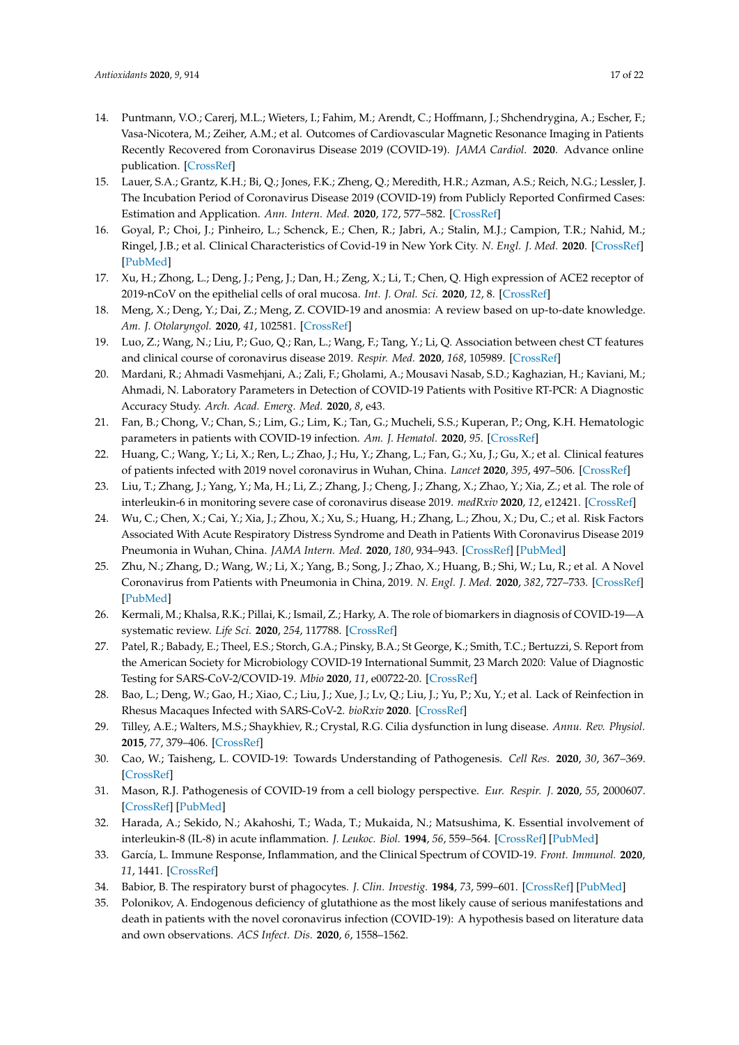14. Puntmann, V.O.; Carerj, M.L.; Wieters, I.; Fahim, M.; Arendt, C.; Hoffmann, J.; Shchendrygina, A.; Escher, F.; Vasa-Nicotera, M.; Zeiher, A.M.; et al. Outcomes of Cardiovascular Magnetic Resonance Imaging in Patients Recently Recovered from Coronavirus Disease 2019 (COVID-19). *JAMA Cardiol.* **2020**. Advance online publication. [CrossRef]
15. Lauer, S.A.; Grantz, K.H.; Bi, Q.; Jones, F.K.; Zheng, Q.; Meredith, H.R.; Azman, A.S.; Reich, N.G.; Lessler, J. The Incubation Period of Coronavirus Disease 2019 (COVID-19) from Publicly Reported Confirmed Cases: Estimation and Application. *Ann. Intern. Med.* **2020**, *172*, 577–582. [CrossRef]
16. Goyal, P.; Choi, J.; Pinheiro, L.; Schenck, E.; Chen, R.; Jabri, A.; Stalin, M.J.; Campion, T.R.; Nahid, M.; Ringel, J.B.; et al. Clinical Characteristics of Covid-19 in New York City. *N. Engl. J. Med.* **2020**. [CrossRef] [PubMed]
17. Xu, H.; Zhong, L.; Deng, J.; Peng, J.; Dan, H.; Zeng, X.; Li, T.; Chen, Q. High expression of ACE2 receptor of 2019-nCoV on the epithelial cells of oral mucosa. *Int. J. Oral. Sci.* **2020**, *12*, 8. [CrossRef]
18. Meng, X.; Deng, Y.; Dai, Z.; Meng, Z. COVID-19 and anosmia: A review based on up-to-date knowledge. *Am. J. Otolaryngol.* **2020**, *41*, 102581. [CrossRef]
19. Luo, Z.; Wang, N.; Liu, P.; Guo, Q.; Ran, L.; Wang, F.; Tang, Y.; Li, Q. Association between chest CT features and clinical course of coronavirus disease 2019. *Respir. Med.* **2020**, *168*, 105989. [CrossRef]
20. Mardani, R.; Ahmadi Vasmehjani, A.; Zali, F.; Gholami, A.; Mousavi Nasab, S.D.; Kaghazian, H.; Kaviani, M.; Ahmadi, N. Laboratory Parameters in Detection of COVID-19 Patients with Positive RT-PCR: A Diagnostic Accuracy Study. *Arch. Acad. Emerg. Med.* **2020**, *8*, e43.
21. Fan, B.; Chong, V.; Chan, S.; Lim, G.; Lim, K.; Tan, G.; Mucheli, S.S.; Kuperan, P.; Ong, K.H. Hematologic parameters in patients with COVID-19 infection. *Am. J. Hematol.* **2020**, *95*. [CrossRef]
22. Huang, C.; Wang, Y.; Li, X.; Ren, L.; Zhao, J.; Hu, Y.; Zhang, L.; Fan, G.; Xu, J.; Gu, X.; et al. Clinical features of patients infected with 2019 novel coronavirus in Wuhan, China. *Lancet* **2020**, *395*, 497–506. [CrossRef]
23. Liu, T.; Zhang, J.; Yang, Y.; Ma, H.; Li, Z.; Zhang, J.; Cheng, J.; Zhang, X.; Zhao, Y.; Xia, Z.; et al. The role of interleukin-6 in monitoring severe case of coronavirus disease 2019. *medRxiv* **2020**, *12*, e12421. [CrossRef]
24. Wu, C.; Chen, X.; Cai, Y.; Xia, J.; Zhou, X.; Xu, S.; Huang, H.; Zhang, L.; Zhou, X.; Du, C.; et al. Risk Factors Associated With Acute Respiratory Distress Syndrome and Death in Patients With Coronavirus Disease 2019 Pneumonia in Wuhan, China. *JAMA Intern. Med.* **2020**, *180*, 934–943. [CrossRef] [PubMed]
25. Zhu, N.; Zhang, D.; Wang, W.; Li, X.; Yang, B.; Song, J.; Zhao, X.; Huang, B.; Shi, W.; Lu, R.; et al. A Novel Coronavirus from Patients with Pneumonia in China, 2019. *N. Engl. J. Med.* **2020**, *382*, 727–733. [CrossRef] [PubMed]
26. Kermali, M.; Khalsa, R.K.; Pillai, K.; Ismail, Z.; Harky, A. The role of biomarkers in diagnosis of COVID-19—A systematic review. *Life Sci.* **2020**, *254*, 117788. [CrossRef]
27. Patel, R.; Babady, E.; Theel, E.S.; Storch, G.A.; Pinsky, B.A.; St George, K.; Smith, T.C.; Bertuzzi, S. Report from the American Society for Microbiology COVID-19 International Summit, 23 March 2020: Value of Diagnostic Testing for SARS-CoV-2/COVID-19. *Mbio* **2020**, *11*, e00722-20. [CrossRef]
28. Bao, L.; Deng, W.; Gao, H.; Xiao, C.; Liu, J.; Xue, J.; Lv, Q.; Liu, J.; Yu, P.; Xu, Y.; et al. Lack of Reinfection in Rhesus Macaques Infected with SARS-CoV-2. *bioRxiv* **2020**. [CrossRef]
29. Tilley, A.E.; Walters, M.S.; Shaykhiev, R.; Crystal, R.G. Cilia dysfunction in lung disease. *Annu. Rev. Physiol.* **2015**, *77*, 379–406. [CrossRef]
30. Cao, W.; Taisheng, L. COVID-19: Towards Understanding of Pathogenesis. *Cell Res.* **2020**, *30*, 367–369. [CrossRef]
31. Mason, R.J. Pathogenesis of COVID-19 from a cell biology perspective. *Eur. Respir. J.* **2020**, *55*, 2000607. [CrossRef] [PubMed]
32. Harada, A.; Sekido, N.; Akahoshi, T.; Wada, T.; Mukaida, N.; Matsushima, K. Essential involvement of interleukin-8 (IL-8) in acute inflammation. *J. Leukoc. Biol.* **1994**, *56*, 559–564. [CrossRef] [PubMed]
33. García, L. Immune Response, Inflammation, and the Clinical Spectrum of COVID-19. *Front. Immunol.* **2020**, *11*, 1441. [CrossRef]
34. Babior, B. The respiratory burst of phagocytes. *J. Clin. Investig.* **1984**, *73*, 599–601. [CrossRef] [PubMed]
35. Polonikov, A. Endogenous deficiency of glutathione as the most likely cause of serious manifestations and death in patients with the novel coronavirus infection (COVID-19): A hypothesis based on literature data and own observations. *ACS Infect. Dis.* **2020**, *6*, 1558–1562.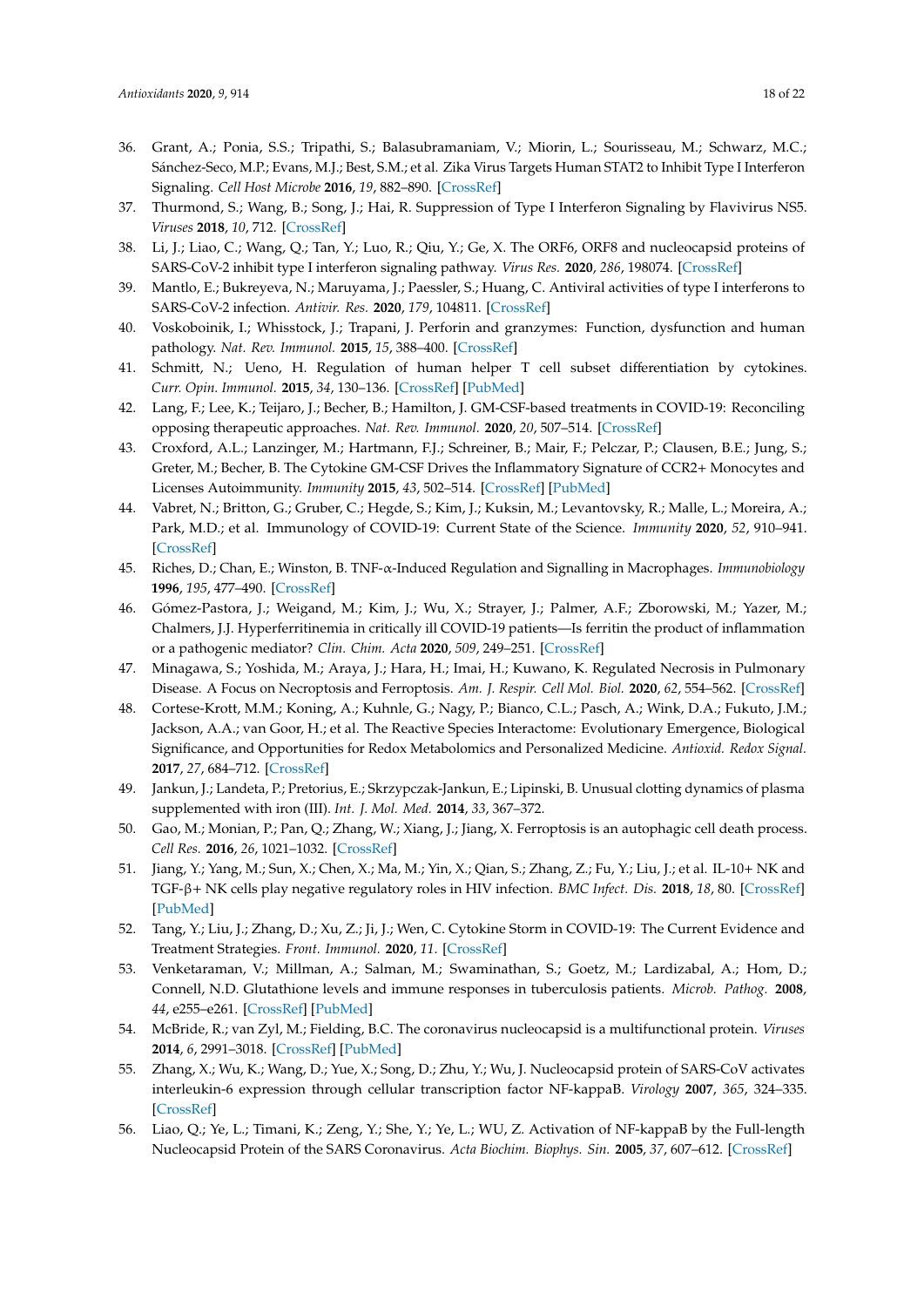36. Grant, A.; Ponia, S.S.; Tripathi, S.; Balasubramaniam, V.; Miorin, L.; Sourisseau, M.; Schwarz, M.C.; Sánchez-Seco, M.P.; Evans, M.J.; Best, S.M.; et al. Zika Virus Targets Human STAT2 to Inhibit Type I Interferon Signaling. *Cell Host Microbe* **2016**, *19*, 882–890. [CrossRef]
37. Thurmond, S.; Wang, B.; Song, J.; Hai, R. Suppression of Type I Interferon Signaling by Flavivirus NS5. *Viruses* **2018**, *10*, 712. [CrossRef]
38. Li, J.; Liao, C.; Wang, Q.; Tan, Y.; Luo, R.; Qiu, Y.; Ge, X. The ORF6, ORF8 and nucleocapsid proteins of SARS-CoV-2 inhibit type I interferon signaling pathway. *Virus Res.* **2020**, *286*, 198074. [CrossRef]
39. Mantlo, E.; Bukreyeva, N.; Maruyama, J.; Paessler, S.; Huang, C. Antiviral activities of type I interferons to SARS-CoV-2 infection. *Antivir. Res.* **2020**, *179*, 104811. [CrossRef]
40. Voskoboinik, I.; Whisstock, J.; Trapani, J. Perforin and granzymes: Function, dysfunction and human pathology. *Nat. Rev. Immunol.* **2015**, *15*, 388–400. [CrossRef]
41. Schmitt, N.; Ueno, H. Regulation of human helper T cell subset differentiation by cytokines. *Curr. Opin. Immunol.* **2015**, *34*, 130–136. [CrossRef] [PubMed]
42. Lang, F.; Lee, K.; Teijaro, J.; Becher, B.; Hamilton, J. GM-CSF-based treatments in COVID-19: Reconciling opposing therapeutic approaches. *Nat. Rev. Immunol.* **2020**, *20*, 507–514. [CrossRef]
43. Croxford, A.L.; Lanzinger, M.; Hartmann, F.J.; Schreiner, B.; Mair, F.; Pelczar, P.; Clausen, B.E.; Jung, S.; Greter, M.; Becher, B. The Cytokine GM-CSF Drives the Inflammatory Signature of CCR2+ Monocytes and Licenses Autoimmunity. *Immunity* **2015**, *43*, 502–514. [CrossRef] [PubMed]
44. Vabret, N.; Britton, G.; Gruber, C.; Hegde, S.; Kim, J.; Kuksin, M.; Levantovsky, R.; Malle, L.; Moreira, A.; Park, M.D.; et al. Immunology of COVID-19: Current State of the Science. *Immunity* **2020**, *52*, 910–941. [CrossRef]
45. Riches, D.; Chan, E.; Winston, B. TNF-α-Induced Regulation and Signalling in Macrophages. *Immunobiology* **1996**, *195*, 477–490. [CrossRef]
46. Gómez-Pastora, J.; Weigand, M.; Kim, J.; Wu, X.; Strayer, J.; Palmer, A.F.; Zborowski, M.; Yazer, M.; Chalmers, J.J. Hyperferritinemia in critically ill COVID-19 patients—Is ferritin the product of inflammation or a pathogenic mediator? *Clin. Chim. Acta* **2020**, *509*, 249–251. [CrossRef]
47. Minagawa, S.; Yoshida, M.; Araya, J.; Hara, H.; Imai, H.; Kuwano, K. Regulated Necrosis in Pulmonary Disease. A Focus on Necroptosis and Ferroptosis. *Am. J. Respir. Cell Mol. Biol.* **2020**, *62*, 554–562. [CrossRef]
48. Cortese-Krott, M.M.; Koning, A.; Kuhnle, G.; Nagy, P.; Bianco, C.L.; Pasch, A.; Wink, D.A.; Fukuto, J.M.; Jackson, A.A.; van Goor, H.; et al. The Reactive Species Interactome: Evolutionary Emergence, Biological Significance, and Opportunities for Redox Metabolomics and Personalized Medicine. *Antioxid. Redox Signal.* **2017**, *27*, 684–712. [CrossRef]
49. Jankun, J.; Landeta, P.; Pretorius, E.; Skrzypczak-Jankun, E.; Lipinski, B. Unusual clotting dynamics of plasma supplemented with iron (III). *Int. J. Mol. Med.* **2014**, *33*, 367–372.
50. Gao, M.; Monian, P.; Pan, Q.; Zhang, W.; Xiang, J.; Jiang, X. Ferroptosis is an autophagic cell death process. *Cell Res.* **2016**, *26*, 1021–1032. [CrossRef]
51. Jiang, Y.; Yang, M.; Sun, X.; Chen, X.; Ma, M.; Yin, X.; Qian, S.; Zhang, Z.; Fu, Y.; Liu, J.; et al. IL-10+ NK and TGF-β+ NK cells play negative regulatory roles in HIV infection. *BMC Infect. Dis.* **2018**, *18*, 80. [CrossRef] [PubMed]
52. Tang, Y.; Liu, J.; Zhang, D.; Xu, Z.; Ji, J.; Wen, C. Cytokine Storm in COVID-19: The Current Evidence and Treatment Strategies. *Front. Immunol.* **2020**, *11*. [CrossRef]
53. Venketaraman, V.; Millman, A.; Salman, M.; Swaminathan, S.; Goetz, M.; Lardizabal, A.; Hom, D.; Connell, N.D. Glutathione levels and immune responses in tuberculosis patients. *Microb. Pathog.* **2008**, *44*, e255–e261. [CrossRef] [PubMed]
54. McBride, R.; van Zyl, M.; Fielding, B.C. The coronavirus nucleocapsid is a multifunctional protein. *Viruses* **2014**, *6*, 2991–3018. [CrossRef] [PubMed]
55. Zhang, X.; Wu, K.; Wang, D.; Yue, X.; Song, D.; Zhu, Y.; Wu, J. Nucleocapsid protein of SARS-CoV activates interleukin-6 expression through cellular transcription factor NF-kappaB. *Virology* **2007**, *365*, 324–335. [CrossRef]
56. Liao, Q.; Ye, L.; Timani, K.; Zeng, Y.; She, Y.; Ye, L.; WU, Z. Activation of NF-kappaB by the Full-length Nucleocapsid Protein of the SARS Coronavirus. *Acta Biochim. Biophys. Sin.* **2005**, *37*, 607–612. [CrossRef]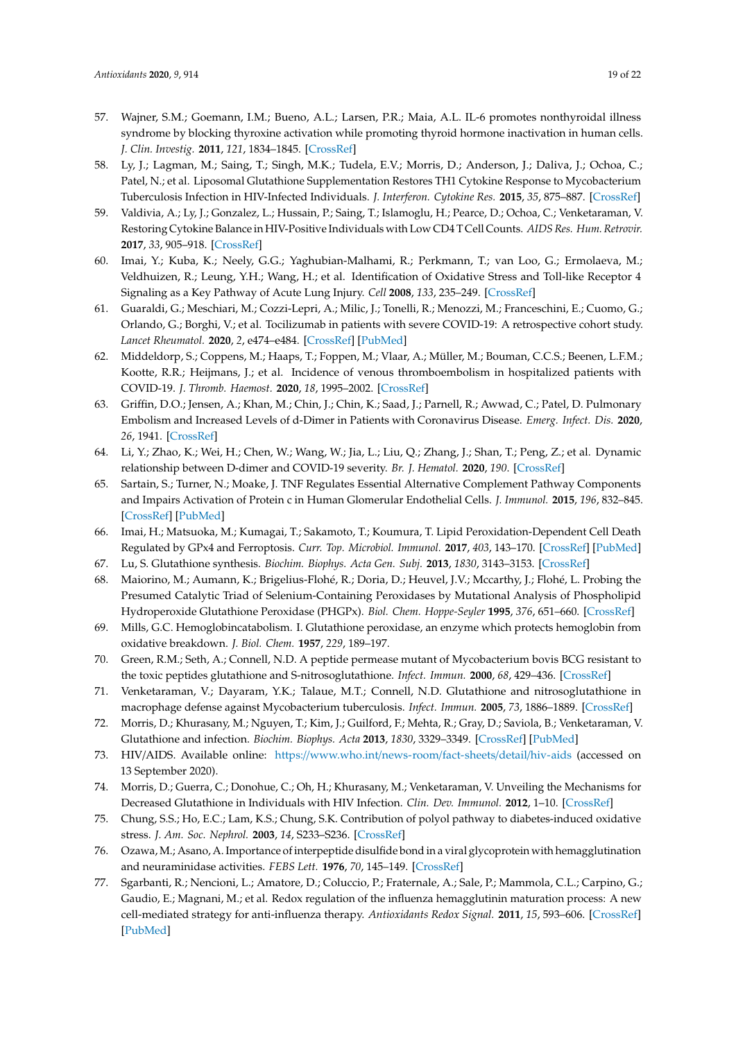57. Wajner, S.M.; Goemann, I.M.; Bueno, A.L.; Larsen, P.R.; Maia, A.L. IL-6 promotes nonthyroidal illness syndrome by blocking thyroxine activation while promoting thyroid hormone inactivation in human cells. *J. Clin. Investig.* **2011**, *121*, 1834–1845. [CrossRef]
58. Ly, J.; Lagman, M.; Saing, T.; Singh, M.K.; Tudela, E.V.; Morris, D.; Anderson, J.; Daliva, J.; Ochoa, C.; Patel, N.; et al. Liposomal Glutathione Supplementation Restores TH1 Cytokine Response to Mycobacterium Tuberculosis Infection in HIV-Infected Individuals. *J. Interferon. Cytokine Res.* **2015**, *35*, 875–887. [CrossRef]
59. Valdivia, A.; Ly, J.; Gonzalez, L.; Hussain, P.; Saing, T.; Islamoglu, H.; Pearce, D.; Ochoa, C.; Venketaraman, V. Restoring Cytokine Balance in HIV-Positive Individuals with Low CD4 T Cell Counts. *AIDS Res. Hum. Retrovir.* **2017**, *33*, 905–918. [CrossRef]
60. Imai, Y.; Kuba, K.; Neely, G.G.; Yaghubian-Malhami, R.; Perkmann, T.; van Loo, G.; Ermolaeva, M.; Veldhuizen, R.; Leung, Y.H.; Wang, H.; et al. Identification of Oxidative Stress and Toll-like Receptor 4 Signaling as a Key Pathway of Acute Lung Injury. *Cell* **2008**, *133*, 235–249. [CrossRef]
61. Guaraldi, G.; Meschiari, M.; Cozzi-Lepri, A.; Milic, J.; Tonelli, R.; Menozzi, M.; Franceschini, E.; Cuomo, G.; Orlando, G.; Borghi, V.; et al. Tocilizumab in patients with severe COVID-19: A retrospective cohort study. *Lancet Rheumatol.* **2020**, *2*, e474–e484. [CrossRef] [PubMed]
62. Middeldorp, S.; Coppens, M.; Haaps, T.; Foppen, M.; Vlaar, A.; Müller, M.; Bouman, C.C.S.; Beenen, L.F.M.; Kootte, R.R.; Heijmans, J.; et al. Incidence of venous thromboembolism in hospitalized patients with COVID-19. *J. Thromb. Haemost.* **2020**, *18*, 1995–2002. [CrossRef]
63. Griffin, D.O.; Jensen, A.; Khan, M.; Chin, J.; Chin, K.; Saad, J.; Parnell, R.; Awwad, C.; Patel, D. Pulmonary Embolism and Increased Levels of d-Dimer in Patients with Coronavirus Disease. *Emerg. Infect. Dis.* **2020**, *26*, 1941. [CrossRef]
64. Li, Y.; Zhao, K.; Wei, H.; Chen, W.; Wang, W.; Jia, L.; Liu, Q.; Zhang, J.; Shan, T.; Peng, Z.; et al. Dynamic relationship between D-dimer and COVID-19 severity. *Br. J. Hematol.* **2020**, *190*. [CrossRef]
65. Sartain, S.; Turner, N.; Moake, J. TNF Regulates Essential Alternative Complement Pathway Components and Impairs Activation of Protein c in Human Glomerular Endothelial Cells. *J. Immunol.* **2015**, *196*, 832–845. [CrossRef] [PubMed]
66. Imai, H.; Matsuoka, M.; Kumagai, T.; Sakamoto, T.; Koumura, T. Lipid Peroxidation-Dependent Cell Death Regulated by GPx4 and Ferroptosis. *Curr. Top. Microbiol. Immunol.* **2017**, *403*, 143–170. [CrossRef] [PubMed]
67. Lu, S. Glutathione synthesis. *Biochim. Biophys. Acta Gen. Subj.* **2013**, *1830*, 3143–3153. [CrossRef]
68. Maiorino, M.; Aumann, K.; Brigelius-Flohé, R.; Doria, D.; Heuvel, J.V.; Mccarthy, J.; Flohé, L. Probing the Presumed Catalytic Triad of Selenium-Containing Peroxidases by Mutational Analysis of Phospholipid Hydroperoxide Glutathione Peroxidase (PHGPx). *Biol. Chem. Hoppe-Seyler* **1995**, *376*, 651–660. [CrossRef]
69. Mills, G.C. Hemoglobincatabolism. I. Glutathione peroxidase, an enzyme which protects hemoglobin from oxidative breakdown. *J. Biol. Chem.* **1957**, *229*, 189–197.
70. Green, R.M.; Seth, A.; Connell, N.D. A peptide permease mutant of Mycobacterium bovis BCG resistant to the toxic peptides glutathione and S-nitrosoglutathione. *Infect. Immun.* **2000**, *68*, 429–436. [CrossRef]
71. Venketaraman, V.; Dayaram, Y.K.; Talaue, M.T.; Connell, N.D. Glutathione and nitrosoglutathione in macrophage defense against Mycobacterium tuberculosis. *Infect. Immun.* **2005**, *73*, 1886–1889. [CrossRef]
72. Morris, D.; Khurasany, M.; Nguyen, T.; Kim, J.; Guilford, F.; Mehta, R.; Gray, D.; Saviola, B.; Venketaraman, V. Glutathione and infection. *Biochim. Biophys. Acta* **2013**, *1830*, 3329–3349. [CrossRef] [PubMed]
73. HIV/AIDS. Available online: https://www.who.int/news-room/fact-sheets/detail/hiv-aids (accessed on 13 September 2020).
74. Morris, D.; Guerra, C.; Donohue, C.; Oh, H.; Khurasany, M.; Venketaraman, V. Unveiling the Mechanisms for Decreased Glutathione in Individuals with HIV Infection. *Clin. Dev. Immunol.* **2012**, 1–10. [CrossRef]
75. Chung, S.S.; Ho, E.C.; Lam, K.S.; Chung, S.K. Contribution of polyol pathway to diabetes-induced oxidative stress. *J. Am. Soc. Nephrol.* **2003**, *14*, S233–S236. [CrossRef]
76. Ozawa, M.; Asano, A. Importance of interpeptide disulfide bond in a viral glycoprotein with hemagglutination and neuraminidase activities. *FEBS Lett.* **1976**, *70*, 145–149. [CrossRef]
77. Sgarbanti, R.; Nencioni, L.; Amatore, D.; Coluccio, P.; Fraternale, A.; Sale, P.; Mammola, C.L.; Carpino, G.; Gaudio, E.; Magnani, M.; et al. Redox regulation of the influenza hemagglutinin maturation process: A new cell-mediated strategy for anti-influenza therapy. *Antioxidants Redox Signal.* **2011**, *15*, 593–606. [CrossRef] [PubMed]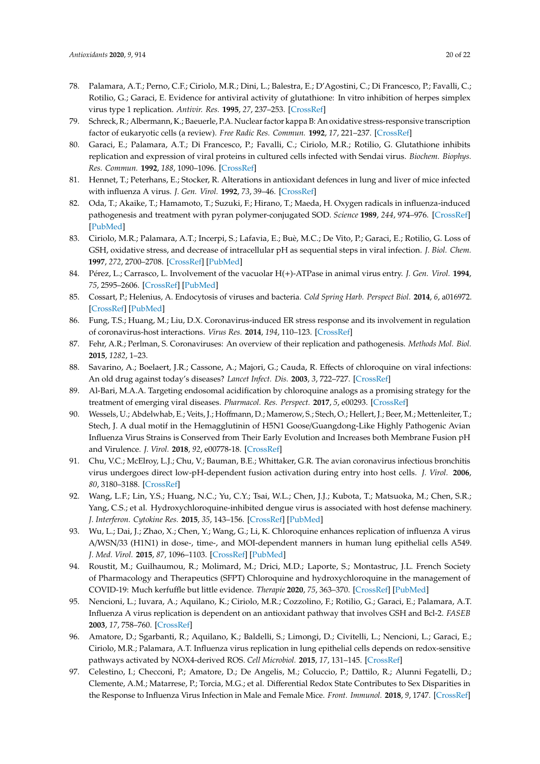78. Palamara, A.T.; Perno, C.F.; Ciriolo, M.R.; Dini, L.; Balestra, E.; D'Agostini, C.; Di Francesco, P.; Favalli, C.; Rotilio, G.; Garaci, E. Evidence for antiviral activity of glutathione: In vitro inhibition of herpes simplex virus type 1 replication. *Antivir. Res.* **1995**, *27*, 237–253. [CrossRef]
79. Schreck, R.; Albermann, K.; Baeuerle, P.A. Nuclear factor kappa B: An oxidative stress-responsive transcription factor of eukaryotic cells (a review). *Free Radic Res. Commun.* **1992**, *17*, 221–237. [CrossRef]
80. Garaci, E.; Palamara, A.T.; Di Francesco, P.; Favalli, C.; Ciriolo, M.R.; Rotilio, G. Glutathione inhibits replication and expression of viral proteins in cultured cells infected with Sendai virus. *Biochem. Biophys. Res. Commun.* **1992**, *188*, 1090–1096. [CrossRef]
81. Hennet, T.; Peterhans, E.; Stocker, R. Alterations in antioxidant defences in lung and liver of mice infected with influenza A virus. *J. Gen. Virol.* **1992**, *73*, 39–46. [CrossRef]
82. Oda, T.; Akaike, T.; Hamamoto, T.; Suzuki, F.; Hirano, T.; Maeda, H. Oxygen radicals in influenza-induced pathogenesis and treatment with pyran polymer-conjugated SOD. *Science* **1989**, *244*, 974–976. [CrossRef] [PubMed]
83. Ciriolo, M.R.; Palamara, A.T.; Incerpi, S.; Lafavia, E.; Buè, M.C.; De Vito, P.; Garaci, E.; Rotilio, G. Loss of GSH, oxidative stress, and decrease of intracellular pH as sequential steps in viral infection. *J. Biol. Chem.* **1997**, *272*, 2700–2708. [CrossRef] [PubMed]
84. Pérez, L.; Carrasco, L. Involvement of the vacuolar H(+)-ATPase in animal virus entry. *J. Gen. Virol.* **1994**, *75*, 2595–2606. [CrossRef] [PubMed]
85. Cossart, P.; Helenius, A. Endocytosis of viruses and bacteria. *Cold Spring Harb. Perspect Biol.* **2014**, *6*, a016972. [CrossRef] [PubMed]
86. Fung, T.S.; Huang, M.; Liu, D.X. Coronavirus-induced ER stress response and its involvement in regulation of coronavirus-host interactions. *Virus Res.* **2014**, *194*, 110–123. [CrossRef]
87. Fehr, A.R.; Perlman, S. Coronaviruses: An overview of their replication and pathogenesis. *Methods Mol. Biol.* **2015**, *1282*, 1–23.
88. Savarino, A.; Boelaert, J.R.; Cassone, A.; Majori, G.; Cauda, R. Effects of chloroquine on viral infections: An old drug against today's diseases? *Lancet Infect. Dis.* **2003**, *3*, 722–727. [CrossRef]
89. Al-Bari, M.A.A. Targeting endosomal acidification by chloroquine analogs as a promising strategy for the treatment of emerging viral diseases. *Pharmacol. Res. Perspect.* **2017**, *5*, e00293. [CrossRef]
90. Wessels, U.; Abdelwhab, E.; Veits, J.; Hoffmann, D.; Mamerow, S.; Stech, O.; Hellert, J.; Beer, M.; Mettenleiter, T.; Stech, J. A dual motif in the Hemagglutinin of H5N1 Goose/Guangdong-Like Highly Pathogenic Avian Influenza Virus Strains is Conserved from Their Early Evolution and Increases both Membrane Fusion pH and Virulence. *J. Virol.* **2018**, *92*, e00778-18. [CrossRef]
91. Chu, V.C.; McElroy, L.J.; Chu, V.; Bauman, B.E.; Whittaker, G.R. The avian coronavirus infectious bronchitis virus undergoes direct low-pH-dependent fusion activation during entry into host cells. *J. Virol.* **2006**, *80*, 3180–3188. [CrossRef]
92. Wang, L.F.; Lin, Y.S.; Huang, N.C.; Yu, C.Y.; Tsai, W.L.; Chen, J.J.; Kubota, T.; Matsuoka, M.; Chen, S.R.; Yang, C.S.; et al. Hydroxychloroquine-inhibited dengue virus is associated with host defense machinery. *J. Interferon. Cytokine Res.* **2015**, *35*, 143–156. [CrossRef] [PubMed]
93. Wu, L.; Dai, J.; Zhao, X.; Chen, Y.; Wang, G.; Li, K. Chloroquine enhances replication of influenza A virus A/WSN/33 (H1N1) in dose-, time-, and MOI-dependent manners in human lung epithelial cells A549. *J. Med. Virol.* **2015**, *87*, 1096–1103. [CrossRef] [PubMed]
94. Roustit, M.; Guilhaumou, R.; Molimard, M.; Drici, M.D.; Laporte, S.; Montastruc, J.L. French Society of Pharmacology and Therapeutics (SFPT) Chloroquine and hydroxychloroquine in the management of COVID-19: Much kerfuffle but little evidence. *Therapie* **2020**, *75*, 363–370. [CrossRef] [PubMed]
95. Nencioni, L.; Iuvara, A.; Aquilano, K.; Ciriolo, M.R.; Cozzolino, F.; Rotilio, G.; Garaci, E.; Palamara, A.T. Influenza A virus replication is dependent on an antioxidant pathway that involves GSH and Bcl-2. *FASEB* **2003**, *17*, 758–760. [CrossRef]
96. Amatore, D.; Sgarbanti, R.; Aquilano, K.; Baldelli, S.; Limongi, D.; Civitelli, L.; Nencioni, L.; Garaci, E.; Ciriolo, M.R.; Palamara, A.T. Influenza virus replication in lung epithelial cells depends on redox-sensitive pathways activated by NOX4-derived ROS. *Cell Microbiol.* **2015**, *17*, 131–145. [CrossRef]
97. Celestino, I.; Checconi, P.; Amatore, D.; De Angelis, M.; Coluccio, P.; Dattilo, R.; Alunni Fegatelli, D.; Clemente, A.M.; Matarrese, P.; Torcia, M.G.; et al. Differential Redox State Contributes to Sex Disparities in the Response to Influenza Virus Infection in Male and Female Mice. *Front. Immunol.* **2018**, *9*, 1747. [CrossRef]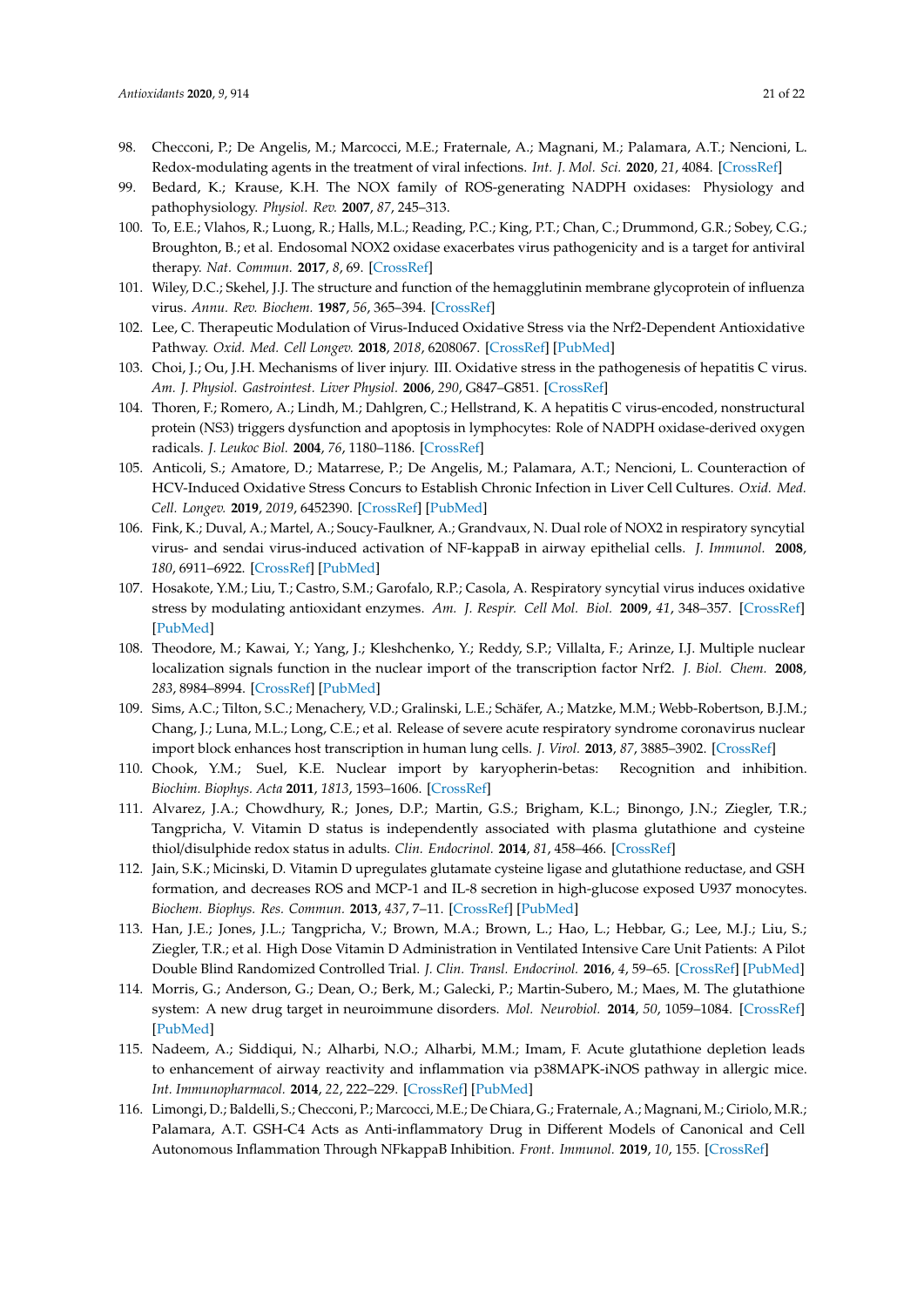98. Checconi, P.; De Angelis, M.; Marcocci, M.E.; Fraternale, A.; Magnani, M.; Palamara, A.T.; Nencioni, L. Redox-modulating agents in the treatment of viral infections. *Int. J. Mol. Sci.* **2020**, *21*, 4084. [CrossRef]
99. Bedard, K.; Krause, K.H. The NOX family of ROS-generating NADPH oxidases: Physiology and pathophysiology. *Physiol. Rev.* **2007**, *87*, 245–313.
100. To, E.E.; Vlahos, R.; Luong, R.; Halls, M.L.; Reading, P.C.; King, P.T.; Chan, C.; Drummond, G.R.; Sobey, C.G.; Broughton, B.; et al. Endosomal NOX2 oxidase exacerbates virus pathogenicity and is a target for antiviral therapy. *Nat. Commun.* **2017**, *8*, 69. [CrossRef]
101. Wiley, D.C.; Skehel, J.J. The structure and function of the hemagglutinin membrane glycoprotein of influenza virus. *Annu. Rev. Biochem.* **1987**, *56*, 365–394. [CrossRef]
102. Lee, C. Therapeutic Modulation of Virus-Induced Oxidative Stress via the Nrf2-Dependent Antioxidative Pathway. *Oxid. Med. Cell Longev.* **2018**, *2018*, 6208067. [CrossRef] [PubMed]
103. Choi, J.; Ou, J.H. Mechanisms of liver injury. III. Oxidative stress in the pathogenesis of hepatitis C virus. *Am. J. Physiol. Gastrointest. Liver Physiol.* **2006**, *290*, G847–G851. [CrossRef]
104. Thoren, F.; Romero, A.; Lindh, M.; Dahlgren, C.; Hellstrand, K. A hepatitis C virus-encoded, nonstructural protein (NS3) triggers dysfunction and apoptosis in lymphocytes: Role of NADPH oxidase-derived oxygen radicals. *J. Leukoc Biol.* **2004**, *76*, 1180–1186. [CrossRef]
105. Anticoli, S.; Amatore, D.; Matarrese, P.; De Angelis, M.; Palamara, A.T.; Nencioni, L. Counteraction of HCV-Induced Oxidative Stress Concurs to Establish Chronic Infection in Liver Cell Cultures. *Oxid. Med. Cell. Longev.* **2019**, *2019*, 6452390. [CrossRef] [PubMed]
106. Fink, K.; Duval, A.; Martel, A.; Soucy-Faulkner, A.; Grandvaux, N. Dual role of NOX2 in respiratory syncytial virus- and sendai virus-induced activation of NF-kappaB in airway epithelial cells. *J. Immunol.* **2008**, *180*, 6911–6922. [CrossRef] [PubMed]
107. Hosakote, Y.M.; Liu, T.; Castro, S.M.; Garofalo, R.P.; Casola, A. Respiratory syncytial virus induces oxidative stress by modulating antioxidant enzymes. *Am. J. Respir. Cell Mol. Biol.* **2009**, *41*, 348–357. [CrossRef] [PubMed]
108. Theodore, M.; Kawai, Y.; Yang, J.; Kleshchenko, Y.; Reddy, S.P.; Villalta, F.; Arinze, I.J. Multiple nuclear localization signals function in the nuclear import of the transcription factor Nrf2. *J. Biol. Chem.* **2008**, *283*, 8984–8994. [CrossRef] [PubMed]
109. Sims, A.C.; Tilton, S.C.; Menachery, V.D.; Gralinski, L.E.; Schäfer, A.; Matzke, M.M.; Webb-Robertson, B.J.M.; Chang, J.; Luna, M.L.; Long, C.E.; et al. Release of severe acute respiratory syndrome coronavirus nuclear import block enhances host transcription in human lung cells. *J. Virol.* **2013**, *87*, 3885–3902. [CrossRef]
110. Chook, Y.M.; Suel, K.E. Nuclear import by karyopherin-betas: Recognition and inhibition. *Biochim. Biophys. Acta* **2011**, *1813*, 1593–1606. [CrossRef]
111. Alvarez, J.A.; Chowdhury, R.; Jones, D.P.; Martin, G.S.; Brigham, K.L.; Binongo, J.N.; Ziegler, T.R.; Tangpricha, V. Vitamin D status is independently associated with plasma glutathione and cysteine thiol/disulphide redox status in adults. *Clin. Endocrinol.* **2014**, *81*, 458–466. [CrossRef]
112. Jain, S.K.; Micinski, D. Vitamin D upregulates glutamate cysteine ligase and glutathione reductase, and GSH formation, and decreases ROS and MCP-1 and IL-8 secretion in high-glucose exposed U937 monocytes. *Biochem. Biophys. Res. Commun.* **2013**, *437*, 7–11. [CrossRef] [PubMed]
113. Han, J.E.; Jones, J.L.; Tangpricha, V.; Brown, M.A.; Brown, L.; Hao, L.; Hebbar, G.; Lee, M.J.; Liu, S.; Ziegler, T.R.; et al. High Dose Vitamin D Administration in Ventilated Intensive Care Unit Patients: A Pilot Double Blind Randomized Controlled Trial. *J. Clin. Transl. Endocrinol.* **2016**, *4*, 59–65. [CrossRef] [PubMed]
114. Morris, G.; Anderson, G.; Dean, O.; Berk, M.; Galecki, P.; Martin-Subero, M.; Maes, M. The glutathione system: A new drug target in neuroimmune disorders. *Mol. Neurobiol.* **2014**, *50*, 1059–1084. [CrossRef] [PubMed]
115. Nadeem, A.; Siddiqui, N.; Alharbi, N.O.; Alharbi, M.M.; Imam, F. Acute glutathione depletion leads to enhancement of airway reactivity and inflammation via p38MAPK-iNOS pathway in allergic mice. *Int. Immunopharmacol.* **2014**, *22*, 222–229. [CrossRef] [PubMed]
116. Limongi, D.; Baldelli, S.; Checconi, P.; Marcocci, M.E.; De Chiara, G.; Fraternale, A.; Magnani, M.; Ciriolo, M.R.; Palamara, A.T. GSH-C4 Acts as Anti-inflammatory Drug in Different Models of Canonical and Cell Autonomous Inflammation Through NFkappaB Inhibition. *Front. Immunol.* **2019**, *10*, 155. [CrossRef]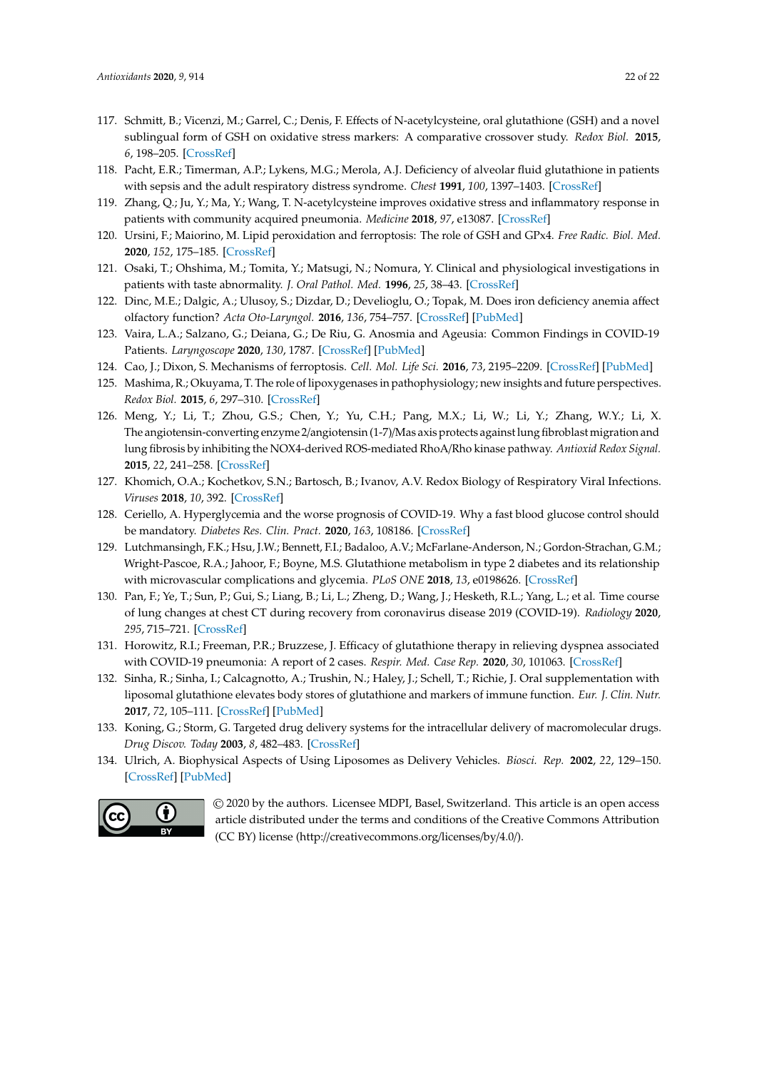117. Schmitt, B.; Vicenzi, M.; Garrel, C.; Denis, F. Effects of N-acetylcysteine, oral glutathione (GSH) and a novel sublingual form of GSH on oxidative stress markers: A comparative crossover study. *Redox Biol.* **2015**, *6*, 198–205. [CrossRef]
118. Pacht, E.R.; Timerman, A.P.; Lykens, M.G.; Merola, A.J. Deficiency of alveolar fluid glutathione in patients with sepsis and the adult respiratory distress syndrome. *Chest* **1991**, *100*, 1397–1403. [CrossRef]
119. Zhang, Q.; Ju, Y.; Ma, Y.; Wang, T. N-acetylcysteine improves oxidative stress and inflammatory response in patients with community acquired pneumonia. *Medicine* **2018**, *97*, e13087. [CrossRef]
120. Ursini, F.; Maiorino, M. Lipid peroxidation and ferroptosis: The role of GSH and GPx4. *Free Radic. Biol. Med.* **2020**, *152*, 175–185. [CrossRef]
121. Osaki, T.; Ohshima, M.; Tomita, Y.; Matsugi, N.; Nomura, Y. Clinical and physiological investigations in patients with taste abnormality. *J. Oral Pathol. Med.* **1996**, *25*, 38–43. [CrossRef]
122. Dinc, M.E.; Dalgic, A.; Ulusoy, S.; Dizdar, D.; Develioglu, O.; Topak, M. Does iron deficiency anemia affect olfactory function? *Acta Oto-Laryngol.* **2016**, *136*, 754–757. [CrossRef] [PubMed]
123. Vaira, L.A.; Salzano, G.; Deiana, G.; De Riu, G. Anosmia and Ageusia: Common Findings in COVID-19 Patients. *Laryngoscope* **2020**, *130*, 1787. [CrossRef] [PubMed]
124. Cao, J.; Dixon, S. Mechanisms of ferroptosis. *Cell. Mol. Life Sci.* **2016**, *73*, 2195–2209. [CrossRef] [PubMed]
125. Mashima, R.; Okuyama, T. The role of lipoxygenases in pathophysiology; new insights and future perspectives. *Redox Biol.* **2015**, *6*, 297–310. [CrossRef]
126. Meng, Y.; Li, T.; Zhou, G.S.; Chen, Y.; Yu, C.H.; Pang, M.X.; Li, W.; Li, Y.; Zhang, W.Y.; Li, X. The angiotensin-converting enzyme 2/angiotensin (1-7)/Mas axis protects against lung fibroblast migration and lung fibrosis by inhibiting the NOX4-derived ROS-mediated RhoA/Rho kinase pathway. *Antioxid Redox Signal.* **2015**, *22*, 241–258. [CrossRef]
127. Khomich, O.A.; Kochetkov, S.N.; Bartosch, B.; Ivanov, A.V. Redox Biology of Respiratory Viral Infections. *Viruses* **2018**, *10*, 392. [CrossRef]
128. Ceriello, A. Hyperglycemia and the worse prognosis of COVID-19. Why a fast blood glucose control should be mandatory. *Diabetes Res. Clin. Pract.* **2020**, *163*, 108186. [CrossRef]
129. Lutchmansingh, F.K.; Hsu, J.W.; Bennett, F.I.; Badaloo, A.V.; McFarlane-Anderson, N.; Gordon-Strachan, G.M.; Wright-Pascoe, R.A.; Jahoor, F.; Boyne, M.S. Glutathione metabolism in type 2 diabetes and its relationship with microvascular complications and glycemia. *PLoS ONE* **2018**, *13*, e0198626. [CrossRef]
130. Pan, F.; Ye, T.; Sun, P.; Gui, S.; Liang, B.; Li, L.; Zheng, D.; Wang, J.; Hesketh, R.L.; Yang, L.; et al. Time course of lung changes at chest CT during recovery from coronavirus disease 2019 (COVID-19). *Radiology* **2020**, *295*, 715–721. [CrossRef]
131. Horowitz, R.I.; Freeman, P.R.; Bruzzese, J. Efficacy of glutathione therapy in relieving dyspnea associated with COVID-19 pneumonia: A report of 2 cases. *Respir. Med. Case Rep.* **2020**, *30*, 101063. [CrossRef]
132. Sinha, R.; Sinha, I.; Calcagnotto, A.; Trushin, N.; Haley, J.; Schell, T.; Richie, J. Oral supplementation with liposomal glutathione elevates body stores of glutathione and markers of immune function. *Eur. J. Clin. Nutr.* **2017**, *72*, 105–111. [CrossRef] [PubMed]
133. Koning, G.; Storm, G. Targeted drug delivery systems for the intracellular delivery of macromolecular drugs. *Drug Discov. Today* **2003**, *8*, 482–483. [CrossRef]
134. Ulrich, A. Biophysical Aspects of Using Liposomes as Delivery Vehicles. *Biosci. Rep.* **2002**, *22*, 129–150. [CrossRef] [PubMed]

© 2020 by the authors. Licensee MDPI, Basel, Switzerland. This article is an open access article distributed under the terms and conditions of the Creative Commons Attribution (CC BY) license (http://creativecommons.org/licenses/by/4.0/).